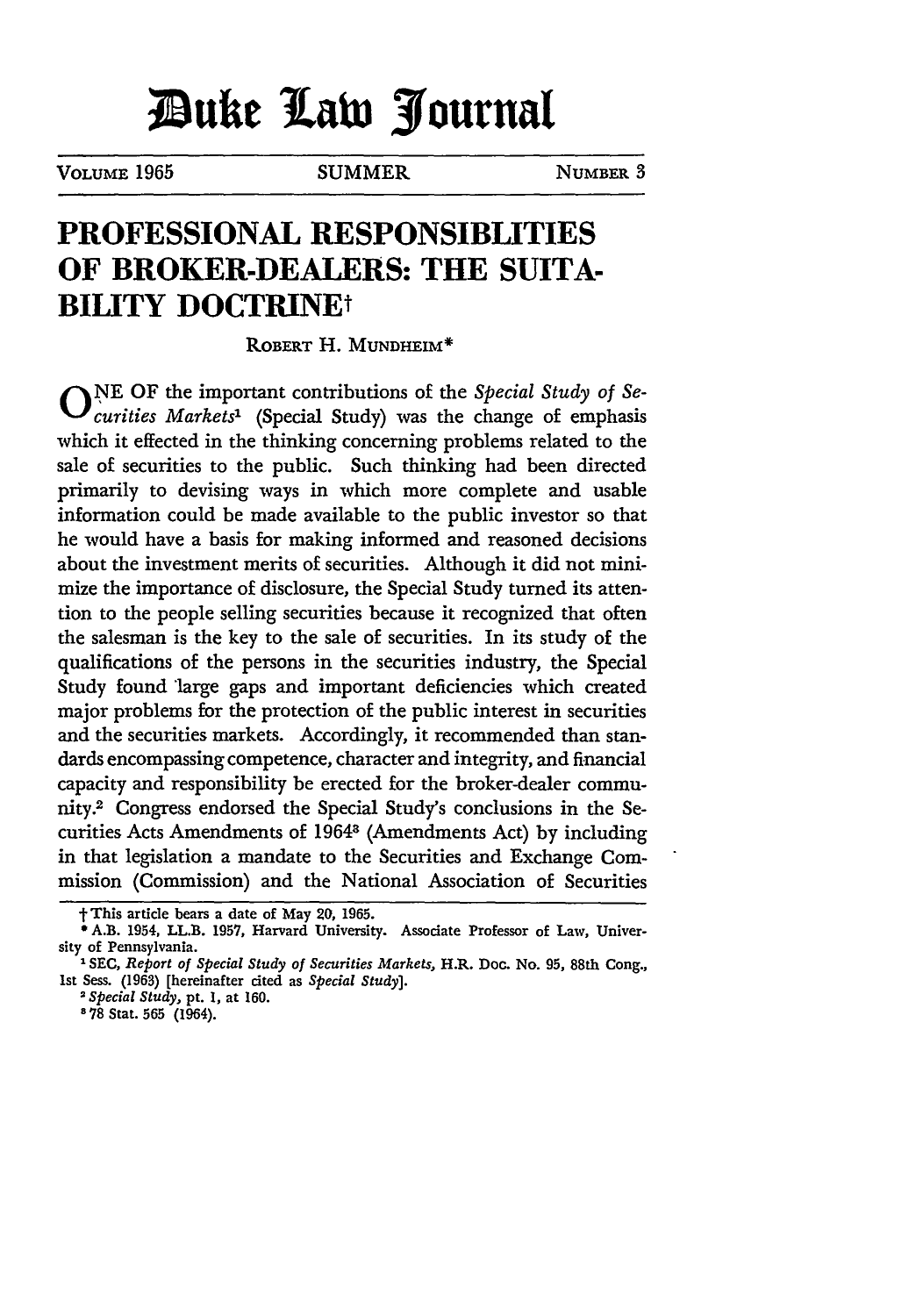# Duke Law Journal

VOLUME 1965 SUMMER NUMBER 3

## PROFESSIONAL RESPONSIBLITIES OF BROKER-DEALERS: THE SUITABILITY DOCTRINE†

ROBERT H. MUNDHEIM*

ONE OF the important contributions of the *Special Study of Securities Markets*[1] (Special Study) was the change of emphasis which it effected in the thinking concerning problems related to the sale of securities to the public. Such thinking had been directed primarily to devising ways in which more complete and usable information could be made available to the public investor so that he would have a basis for making informed and reasoned decisions about the investment merits of securities. Although it did not minimize the importance of disclosure, the Special Study turned its attention to the people selling securities because it recognized that often the salesman is the key to the sale of securities. In its study of the qualifications of the persons in the securities industry, the Special Study found large gaps and important deficiencies which created major problems for the protection of the public interest in securities and the securities markets. Accordingly, it recommended than standards encompassing competence, character and integrity, and financial capacity and responsibility be erected for the broker-dealer community.[2] Congress endorsed the Special Study's conclusions in the Securities Acts Amendments of 1964[3] (Amendments Act) by including in that legislation a mandate to the Securities and Exchange Commission (Commission) and the National Association of Securities

---

† This article bears a date of May 20, 1965.

\* A.B. 1954, LL.B. 1957, Harvard University. Associate Professor of Law, University of Pennsylvania.

[1] SEC, *Report of Special Study of Securities Markets*, H.R. Doc. No. 95, 88th Cong., 1st Sess. (1963) [hereinafter cited as *Special Study*].

[2] *Special Study*, pt. 1, at 160.

[3] 78 Stat. 565 (1964).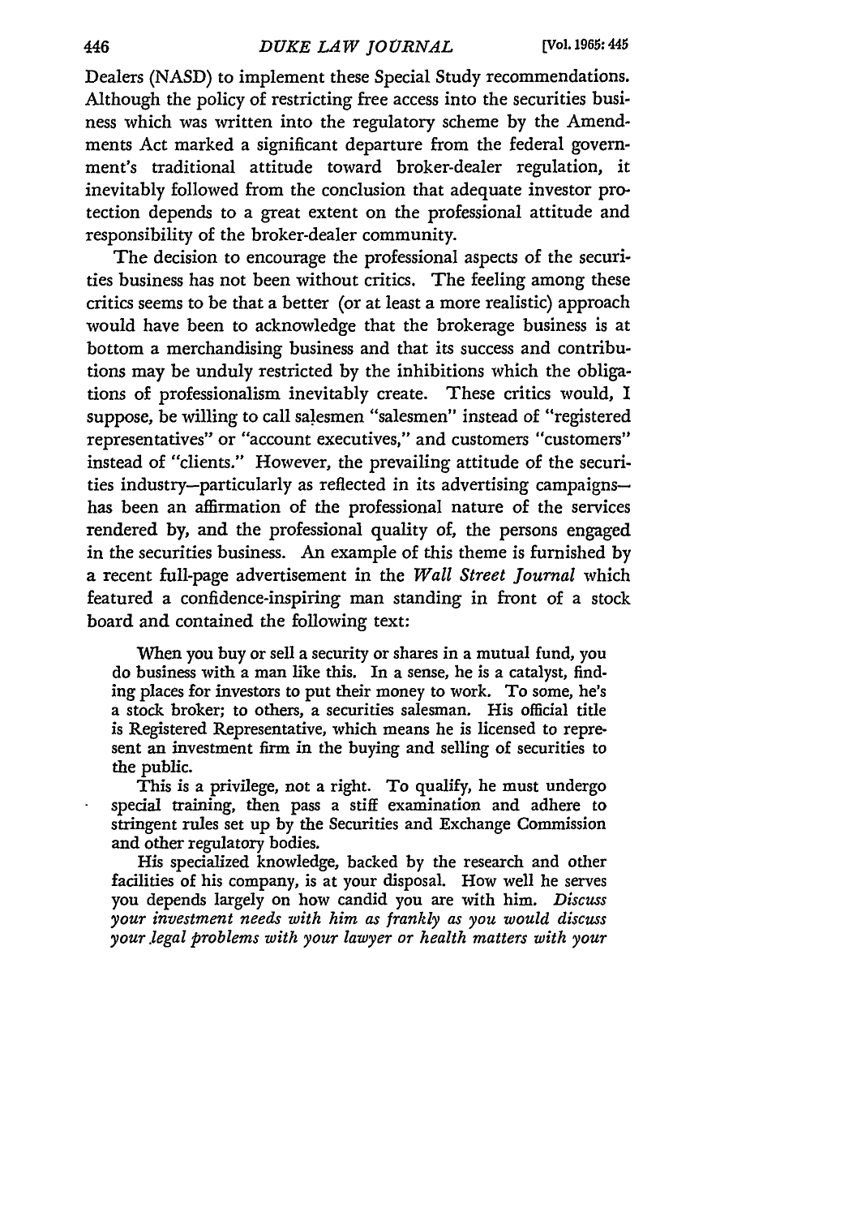Dealers (NASD) to implement these Special Study recommendations. Although the policy of restricting free access into the securities business which was written into the regulatory scheme by the Amendments Act marked a significant departure from the federal government's traditional attitude toward broker-dealer regulation, it inevitably followed from the conclusion that adequate investor protection depends to a great extent on the professional attitude and responsibility of the broker-dealer community.

The decision to encourage the professional aspects of the securities business has not been without critics. The feeling among these critics seems to be that a better (or at least a more realistic) approach would have been to acknowledge that the brokerage business is at bottom a merchandising business and that its success and contributions may be unduly restricted by the inhibitions which the obligations of professionalism inevitably create. These critics would, I suppose, be willing to call salesmen "salesmen" instead of "registered representatives" or "account executives," and customers "customers" instead of "clients." However, the prevailing attitude of the securities industry—particularly as reflected in its advertising campaigns—has been an affirmation of the professional nature of the services rendered by, and the professional quality of, the persons engaged in the securities business. An example of this theme is furnished by a recent full-page advertisement in the *Wall Street Journal* which featured a confidence-inspiring man standing in front of a stock board and contained the following text:

> When you buy or sell a security or shares in a mutual fund, you do business with a man like this. In a sense, he is a catalyst, finding places for investors to put their money to work. To some, he's a stock broker; to others, a securities salesman. His official title is Registered Representative, which means he is licensed to represent an investment firm in the buying and selling of securities to the public.
>
> This is a privilege, not a right. To qualify, he must undergo special training, then pass a stiff examination and adhere to stringent rules set up by the Securities and Exchange Commission and other regulatory bodies.
>
> His specialized knowledge, backed by the research and other facilities of his company, is at your disposal. How well he serves you depends largely on how candid you are with him. *Discuss your investment needs with him as frankly as you would discuss your legal problems with your lawyer or health matters with your*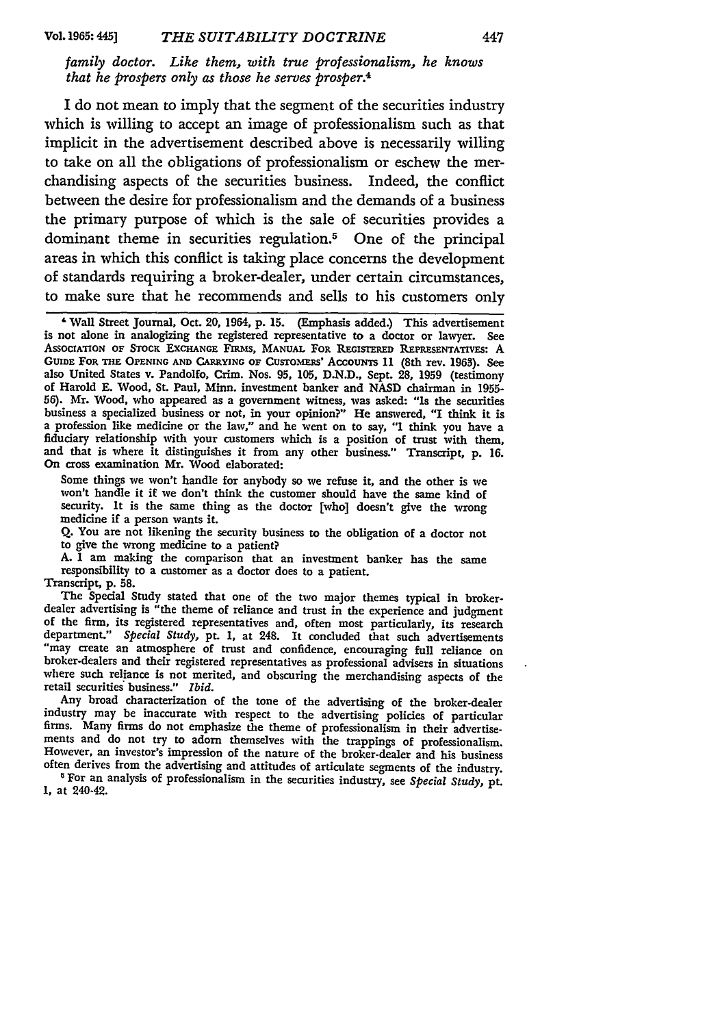*family doctor. Like them, with true professionalism, he knows that he prospers only as those he serves prosper.*[4]

I do not mean to imply that the segment of the securities industry which is willing to accept an image of professionalism such as that implicit in the advertisement described above is necessarily willing to take on all the obligations of professionalism or eschew the merchandising aspects of the securities business. Indeed, the conflict between the desire for professionalism and the demands of a business the primary purpose of which is the sale of securities provides a dominant theme in securities regulation.[5] One of the principal areas in which this conflict is taking place concerns the development of standards requiring a broker-dealer, under certain circumstances, to make sure that he recommends and sells to his customers only

---

[4] Wall Street Journal, Oct. 20, 1964, p. 15. (Emphasis added.) This advertisement is not alone in analogizing the registered representative to a doctor or lawyer. See Association of Stock Exchange Firms, Manual For Registered Representatives: A Guide For the Opening and Carrying of Customers' Accounts 11 (8th rev. 1963). See also United States v. Pandolfo, Crim. Nos. 95, 105, D.N.D., Sept. 28, 1959 (testimony of Harold E. Wood, St. Paul, Minn. investment banker and NASD chairman in 1955-56). Mr. Wood, who appeared as a government witness, was asked: "Is the securities business a specialized business or not, in your opinion?" He answered, "I think it is a profession like medicine or the law," and he went on to say, "I think you have a fiduciary relationship with your customers which is a position of trust with them, and that is where it distinguishes it from any other business." Transcript, p. 16. On cross examination Mr. Wood elaborated:

> Some things we won't handle for anybody so we refuse it, and the other is we won't handle it if we don't think the customer should have the same kind of security. It is the same thing as the doctor [who] doesn't give the wrong medicine if a person wants it.
>
> Q. You are not likening the security business to the obligation of a doctor not to give the wrong medicine to a patient?
>
> A. I am making the comparison that an investment banker has the same responsibility to a customer as a doctor does to a patient.

Transcript, p. 58.

The Special Study stated that one of the two major themes typical in broker-dealer advertising is "the theme of reliance and trust in the experience and judgment of the firm, its registered representatives and, often most particularly, its research department." *Special Study*, pt. 1, at 248. It concluded that such advertisements "may create an atmosphere of trust and confidence, encouraging full reliance on broker-dealers and their registered representatives as professional advisers in situations where such reliance is not merited, and obscuring the merchandising aspects of the retail securities business." *Ibid.*

Any broad characterization of the tone of the advertising of the broker-dealer industry may be inaccurate with respect to the advertising policies of particular firms. Many firms do not emphasize the theme of professionalism in their advertisements and do not try to adorn themselves with the trappings of professionalism. However, an investor's impression of the nature of the broker-dealer and his business often derives from the advertising and attitudes of articulate segments of the industry.

[5] For an analysis of professionalism in the securities industry, see *Special Study*, pt. 1, at 240-42.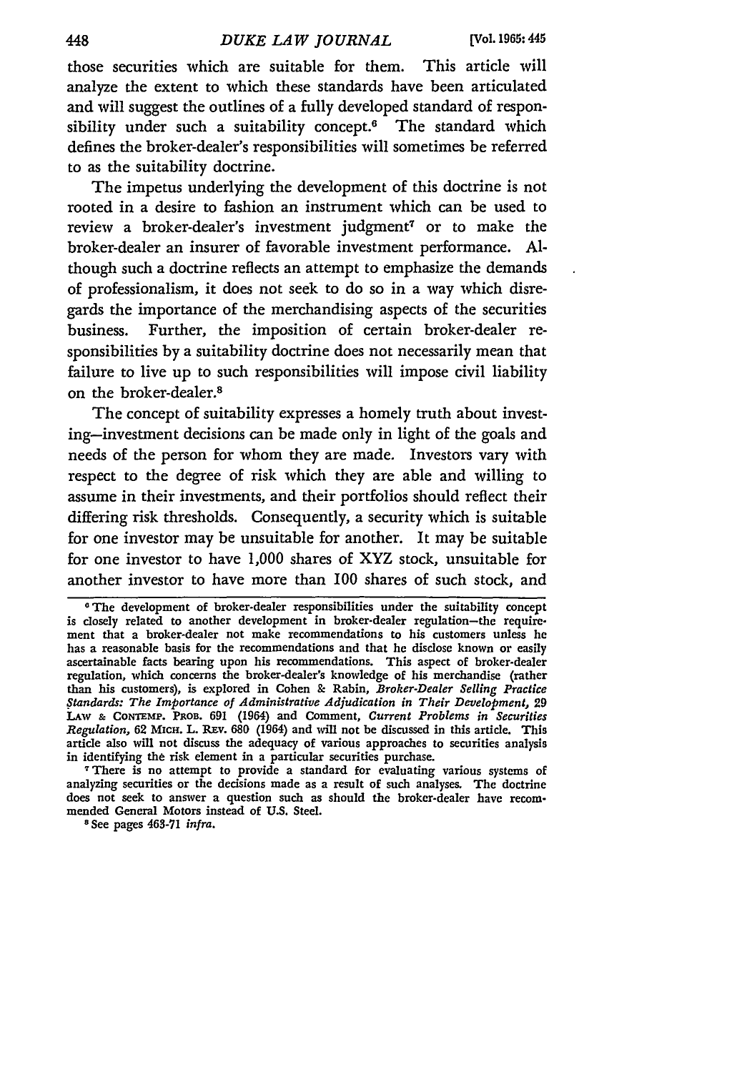those securities which are suitable for them. This article will analyze the extent to which these standards have been articulated and will suggest the outlines of a fully developed standard of responsibility under such a suitability concept.[6] The standard which defines the broker-dealer's responsibilities will sometimes be referred to as the suitability doctrine.

The impetus underlying the development of this doctrine is not rooted in a desire to fashion an instrument which can be used to review a broker-dealer's investment judgment[7] or to make the broker-dealer an insurer of favorable investment performance. Although such a doctrine reflects an attempt to emphasize the demands of professionalism, it does not seek to do so in a way which disregards the importance of the merchandising aspects of the securities business. Further, the imposition of certain broker-dealer responsibilities by a suitability doctrine does not necessarily mean that failure to live up to such responsibilities will impose civil liability on the broker-dealer.[8]

The concept of suitability expresses a homely truth about investing—investment decisions can be made only in light of the goals and needs of the person for whom they are made. Investors vary with respect to the degree of risk which they are able and willing to assume in their investments, and their portfolios should reflect their differing risk thresholds. Consequently, a security which is suitable for one investor may be unsuitable for another. It may be suitable for one investor to have 1,000 shares of XYZ stock, unsuitable for another investor to have more than 100 shares of such stock, and

---

[6] The development of broker-dealer responsibilities under the suitability concept is closely related to another development in broker-dealer regulation—the requirement that a broker-dealer not make recommendations to his customers unless he has a reasonable basis for the recommendations and that he disclose known or easily ascertainable facts bearing upon his recommendations. This aspect of broker-dealer regulation, which concerns the broker-dealer's knowledge of his merchandise (rather than his customers), is explored in Cohen & Rabin, *Broker-Dealer Selling Practice Standards: The Importance of Administrative Adjudication in Their Development*, 29 LAW & CONTEMP. PROB. 691 (1964) and Comment, *Current Problems in Securities Regulation*, 62 MICH. L. REV. 680 (1964) and will not be discussed in this article. This article also will not discuss the adequacy of various approaches to securities analysis in identifying the risk element in a particular securities purchase.

[7] There is no attempt to provide a standard for evaluating various systems of analyzing securities or the decisions made as a result of such analyses. The doctrine does not seek to answer a question such as should the broker-dealer have recommended General Motors instead of U.S. Steel.

[8] See pages 463-71 *infra*.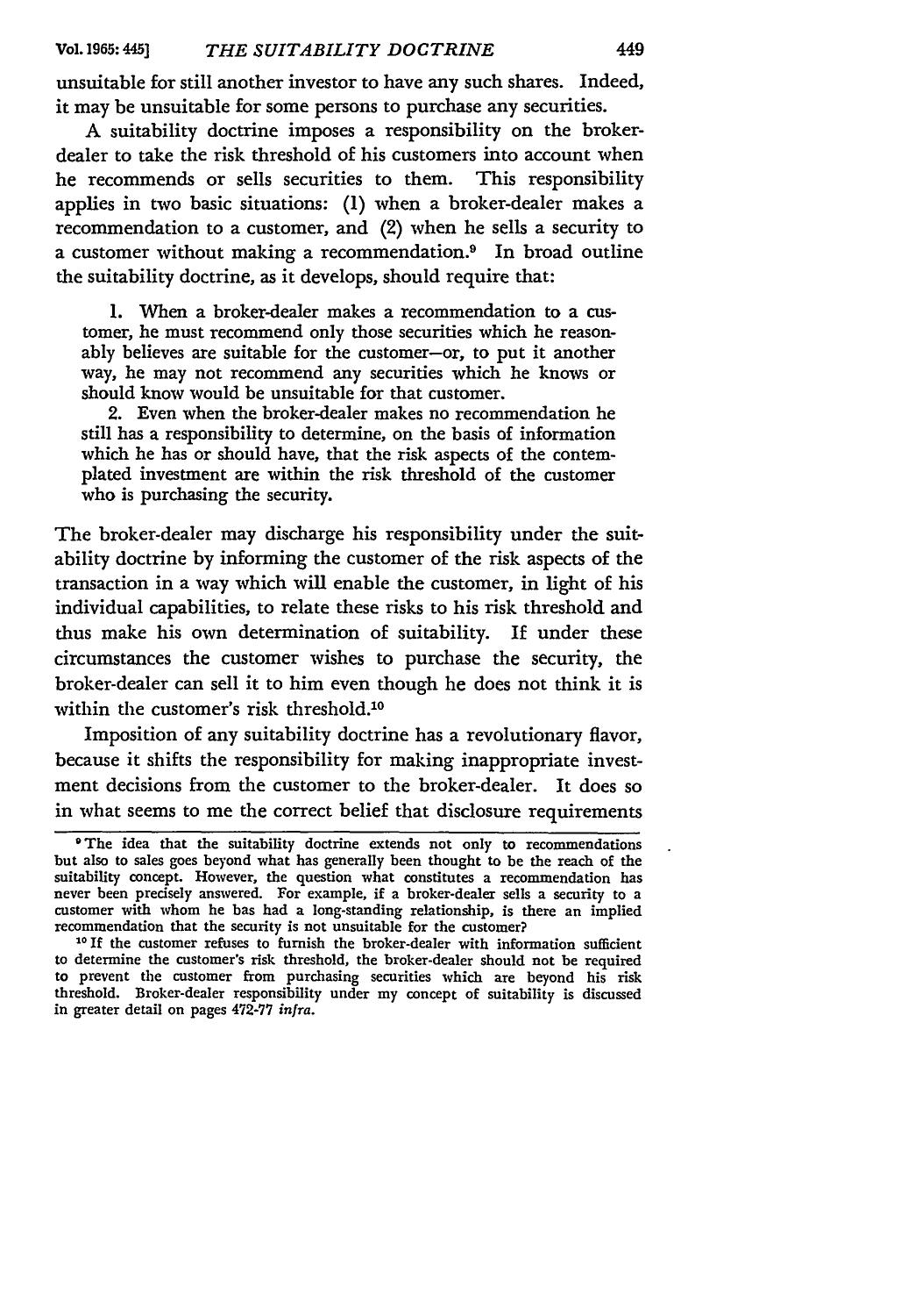unsuitable for still another investor to have any such shares. Indeed, it may be unsuitable for some persons to purchase any securities.

A suitability doctrine imposes a responsibility on the broker-dealer to take the risk threshold of his customers into account when he recommends or sells securities to them. This responsibility applies in two basic situations: (1) when a broker-dealer makes a recommendation to a customer, and (2) when he sells a security to a customer without making a recommendation.[9] In broad outline the suitability doctrine, as it develops, should require that:

> 1. When a broker-dealer makes a recommendation to a customer, he must recommend only those securities which he reasonably believes are suitable for the customer—or, to put it another way, he may not recommend any securities which he knows or should know would be unsuitable for that customer.
>
> 2. Even when the broker-dealer makes no recommendation he still has a responsibility to determine, on the basis of information which he has or should have, that the risk aspects of the contemplated investment are within the risk threshold of the customer who is purchasing the security.

The broker-dealer may discharge his responsibility under the suitability doctrine by informing the customer of the risk aspects of the transaction in a way which will enable the customer, in light of his individual capabilities, to relate these risks to his risk threshold and thus make his own determination of suitability. If under these circumstances the customer wishes to purchase the security, the broker-dealer can sell it to him even though he does not think it is within the customer's risk threshold.[10]

Imposition of any suitability doctrine has a revolutionary flavor, because it shifts the responsibility for making inappropriate investment decisions from the customer to the broker-dealer. It does so in what seems to me the correct belief that disclosure requirements

---

[9] The idea that the suitability doctrine extends not only to recommendations but also to sales goes beyond what has generally been thought to be the reach of the suitability concept. However, the question what constitutes a recommendation has never been precisely answered. For example, if a broker-dealer sells a security to a customer with whom he has had a long-standing relationship, is there an implied recommendation that the security is not unsuitable for the customer?

[10] If the customer refuses to furnish the broker-dealer with information sufficient to determine the customer's risk threshold, the broker-dealer should not be required to prevent the customer from purchasing securities which are beyond his risk threshold. Broker-dealer responsibility under my concept of suitability is discussed in greater detail on pages 472-77 *infra*.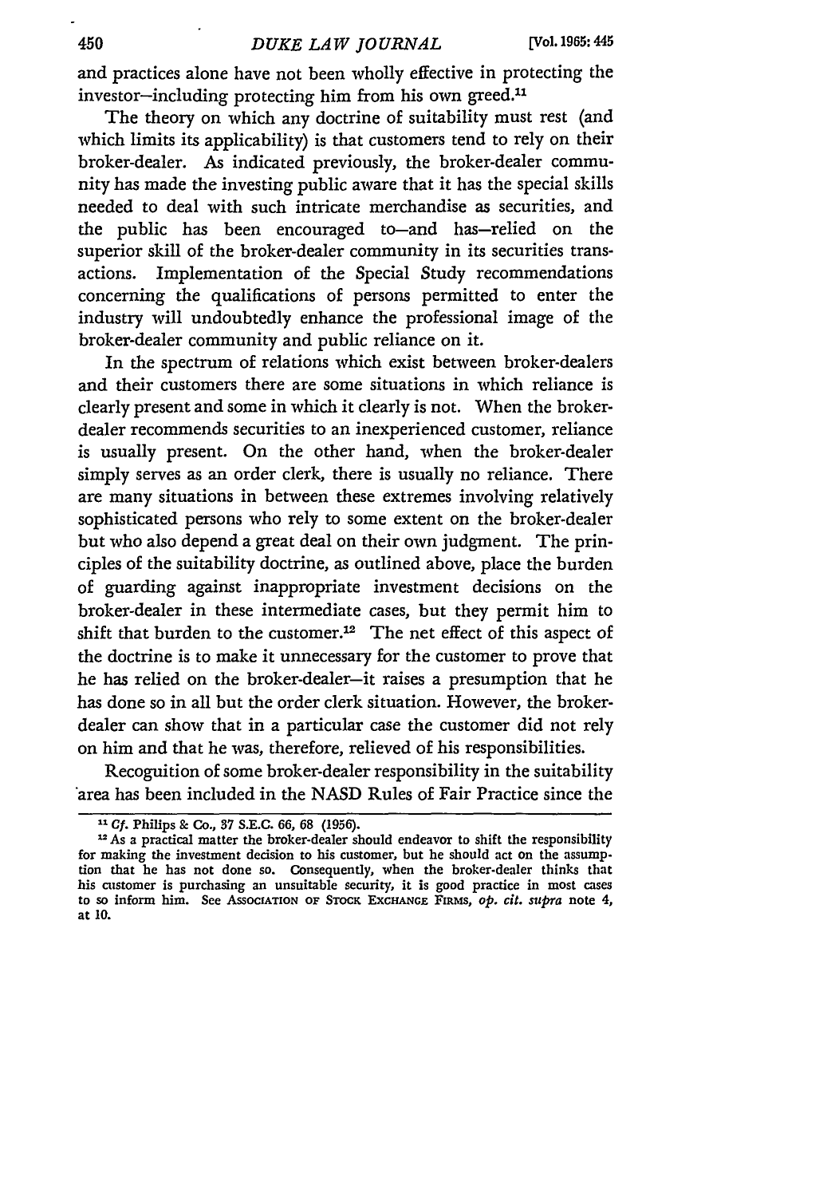and practices alone have not been wholly effective in protecting the investor—including protecting him from his own greed.[11]

The theory on which any doctrine of suitability must rest (and which limits its applicability) is that customers tend to rely on their broker-dealer. As indicated previously, the broker-dealer community has made the investing public aware that it has the special skills needed to deal with such intricate merchandise as securities, and the public has been encouraged to—and has—relied on the superior skill of the broker-dealer community in its securities transactions. Implementation of the Special Study recommendations concerning the qualifications of persons permitted to enter the industry will undoubtedly enhance the professional image of the broker-dealer community and public reliance on it.

In the spectrum of relations which exist between broker-dealers and their customers there are some situations in which reliance is clearly present and some in which it clearly is not. When the broker-dealer recommends securities to an inexperienced customer, reliance is usually present. On the other hand, when the broker-dealer simply serves as an order clerk, there is usually no reliance. There are many situations in between these extremes involving relatively sophisticated persons who rely to some extent on the broker-dealer but who also depend a great deal on their own judgment. The principles of the suitability doctrine, as outlined above, place the burden of guarding against inappropriate investment decisions on the broker-dealer in these intermediate cases, but they permit him to shift that burden to the customer.[12] The net effect of this aspect of the doctrine is to make it unnecessary for the customer to prove that he has relied on the broker-dealer—it raises a presumption that he has done so in all but the order clerk situation. However, the broker-dealer can show that in a particular case the customer did not rely on him and that he was, therefore, relieved of his responsibilities.

Recognition of some broker-dealer responsibility in the suitability area has been included in the NASD Rules of Fair Practice since the

---

[11] *Cf.* Philips & Co., 37 S.E.C. 66, 68 (1956).

[12] As a practical matter the broker-dealer should endeavor to shift the responsibility for making the investment decision to his customer, but he should act on the assumption that he has not done so. Consequently, when the broker-dealer thinks that his customer is purchasing an unsuitable security, it is good practice in most cases to so inform him. See ASSOCIATION OF STOCK EXCHANGE FIRMS, *op. cit. supra* note 4, at 10.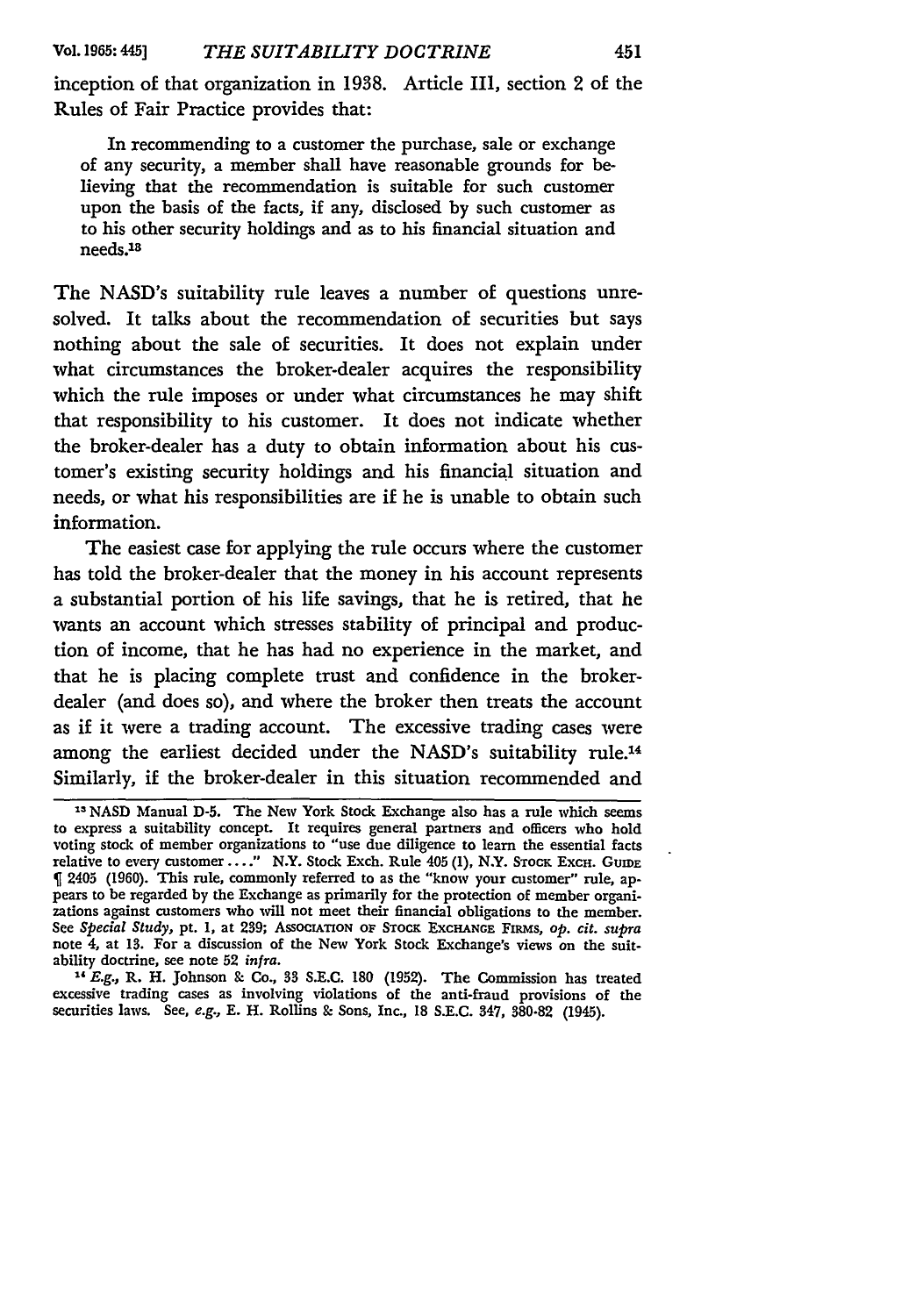inception of that organization in 1938. Article III, section 2 of the Rules of Fair Practice provides that:

> In recommending to a customer the purchase, sale or exchange of any security, a member shall have reasonable grounds for believing that the recommendation is suitable for such customer upon the basis of the facts, if any, disclosed by such customer as to his other security holdings and as to his financial situation and needs.[13]

The NASD's suitability rule leaves a number of questions unresolved. It talks about the recommendation of securities but says nothing about the sale of securities. It does not explain under what circumstances the broker-dealer acquires the responsibility which the rule imposes or under what circumstances he may shift that responsibility to his customer. It does not indicate whether the broker-dealer has a duty to obtain information about his customer's existing security holdings and his financial situation and needs, or what his responsibilities are if he is unable to obtain such information.

The easiest case for applying the rule occurs where the customer has told the broker-dealer that the money in his account represents a substantial portion of his life savings, that he is retired, that he wants an account which stresses stability of principal and production of income, that he has had no experience in the market, and that he is placing complete trust and confidence in the broker-dealer (and does so), and where the broker then treats the account as if it were a trading account. The excessive trading cases were among the earliest decided under the NASD's suitability rule.[14] Similarly, if the broker-dealer in this situation recommended and

---

[13] NASD Manual D-5. The New York Stock Exchange also has a rule which seems to express a suitability concept. It requires general partners and officers who hold voting stock of member organizations to "use due diligence to learn the essential facts relative to every customer . . . ." N.Y. Stock Exch. Rule 405 (1), N.Y. Stock Exch. Guide ¶ 2405 (1960). This rule, commonly referred to as the "know your customer" rule, appears to be regarded by the Exchange as primarily for the protection of member organizations against customers who will not meet their financial obligations to the member. See *Special Study*, pt. 1, at 239; Association of Stock Exchange Firms, *op. cit. supra* note 4, at 13. For a discussion of the New York Stock Exchange's views on the suitability doctrine, see note 52 *infra*.

[14] *E.g.*, R. H. Johnson & Co., 33 S.E.C. 180 (1952). The Commission has treated excessive trading cases as involving violations of the anti-fraud provisions of the securities laws. See, *e.g.*, E. H. Rollins & Sons, Inc., 18 S.E.C. 347, 380-82 (1945).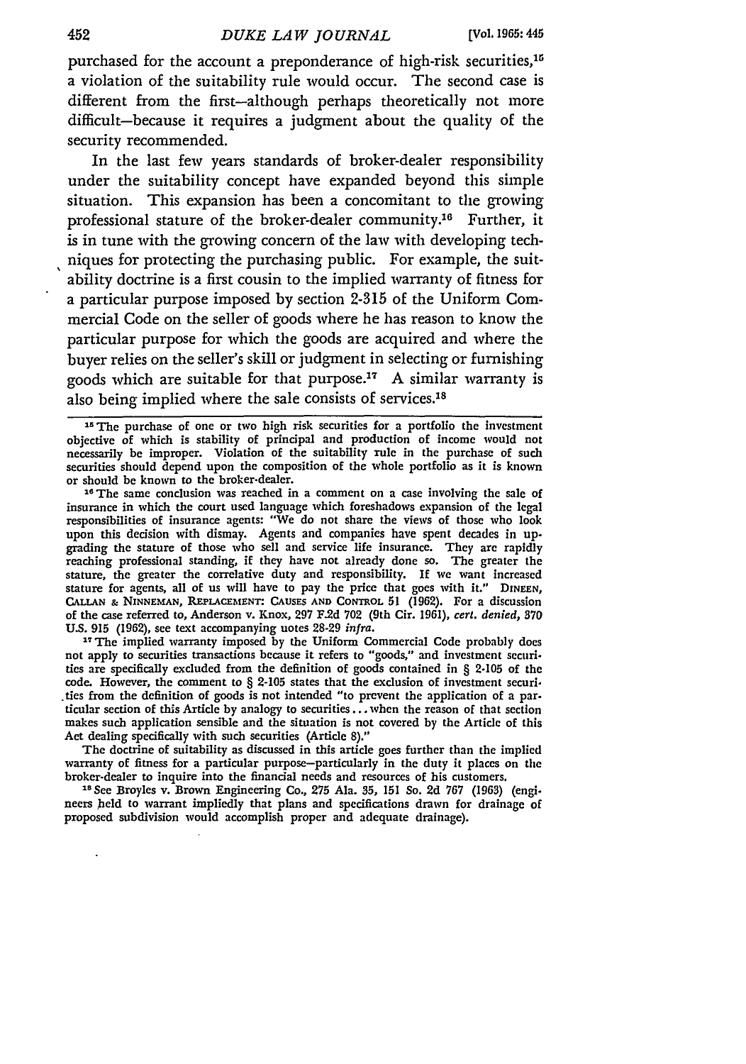purchased for the account a preponderance of high-risk securities,[15] a violation of the suitability rule would occur. The second case is different from the first—although perhaps theoretically not more difficult—because it requires a judgment about the quality of the security recommended.

In the last few years standards of broker-dealer responsibility under the suitability concept have expanded beyond this simple situation. This expansion has been a concomitant to the growing professional stature of the broker-dealer community.[16] Further, it is in tune with the growing concern of the law with developing techniques for protecting the purchasing public. For example, the suitability doctrine is a first cousin to the implied warranty of fitness for a particular purpose imposed by section 2-315 of the Uniform Commercial Code on the seller of goods where he has reason to know the particular purpose for which the goods are acquired and where the buyer relies on the seller's skill or judgment in selecting or furnishing goods which are suitable for that purpose.[17] A similar warranty is also being implied where the sale consists of services.[18]

---

[15] The purchase of one or two high risk securities for a portfolio the investment objective of which is stability of principal and production of income would not necessarily be improper. Violation of the suitability rule in the purchase of such securities should depend upon the composition of the whole portfolio as it is known or should be known to the broker-dealer.

[16] The same conclusion was reached in a comment on a case involving the sale of insurance in which the court used language which foreshadows expansion of the legal responsibilities of insurance agents: "We do not share the views of those who look upon this decision with dismay. Agents and companies have spent decades in upgrading the stature of those who sell and service life insurance. They are rapidly reaching professional standing, if they have not already done so. The greater the stature, the greater the correlative duty and responsibility. If we want increased stature for agents, all of us will have to pay the price that goes with it." DINEEN, CALLAN & NINNEMAN, REPLACEMENT: CAUSES AND CONTROL 51 (1962). For a discussion of the case referred to, Anderson v. Knox, 297 F.2d 702 (9th Cir. 1961), *cert. denied*, 370 U.S. 915 (1962), see text accompanying notes 28-29 *infra*.

[17] The implied warranty imposed by the Uniform Commercial Code probably does not apply to securities transactions because it refers to "goods," and investment securities are specifically excluded from the definition of goods contained in § 2-105 of the code. However, the comment to § 2-105 states that the exclusion of investment securities from the definition of goods is not intended "to prevent the application of a particular section of this Article by analogy to securities . . . when the reason of that section makes such application sensible and the situation is not covered by the Article of this Act dealing specifically with such securities (Article 8)."

The doctrine of suitability as discussed in this article goes further than the implied warranty of fitness for a particular purpose—particularly in the duty it places on the broker-dealer to inquire into the financial needs and resources of his customers.

[18] See Broyles v. Brown Engineering Co., 275 Ala. 35, 151 So. 2d 767 (1963) (engineers held to warrant impliedly that plans and specifications drawn for drainage of proposed subdivision would accomplish proper and adequate drainage).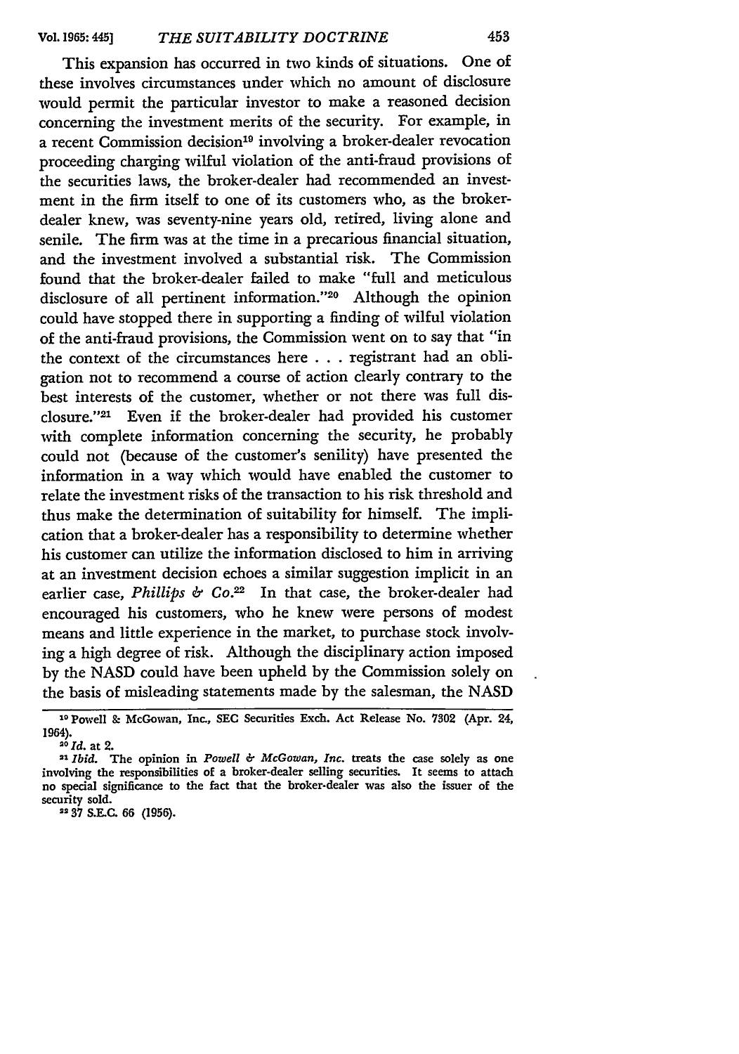This expansion has occurred in two kinds of situations. One of these involves circumstances under which no amount of disclosure would permit the particular investor to make a reasoned decision concerning the investment merits of the security. For example, in a recent Commission decision[19] involving a broker-dealer revocation proceeding charging wilful violation of the anti-fraud provisions of the securities laws, the broker-dealer had recommended an investment in the firm itself to one of its customers who, as the broker-dealer knew, was seventy-nine years old, retired, living alone and senile. The firm was at the time in a precarious financial situation, and the investment involved a substantial risk. The Commission found that the broker-dealer failed to make "full and meticulous disclosure of all pertinent information."[20] Although the opinion could have stopped there in supporting a finding of wilful violation of the anti-fraud provisions, the Commission went on to say that "in the context of the circumstances here . . . registrant had an obligation not to recommend a course of action clearly contrary to the best interests of the customer, whether or not there was full disclosure."[21] Even if the broker-dealer had provided his customer with complete information concerning the security, he probably could not (because of the customer's senility) have presented the information in a way which would have enabled the customer to relate the investment risks of the transaction to his risk threshold and thus make the determination of suitability for himself. The implication that a broker-dealer has a responsibility to determine whether his customer can utilize the information disclosed to him in arriving at an investment decision echoes a similar suggestion implicit in an earlier case, *Phillips & Co.*[22] In that case, the broker-dealer had encouraged his customers, who he knew were persons of modest means and little experience in the market, to purchase stock involving a high degree of risk. Although the disciplinary action imposed by the NASD could have been upheld by the Commission solely on the basis of misleading statements made by the salesman, the NASD

---

[19] Powell & McGowan, Inc., SEC Securities Exch. Act Release No. 7302 (Apr. 24, 1964).

[20] *Id.* at 2.

[21] *Ibid.* The opinion in *Powell & McGowan, Inc.* treats the case solely as one involving the responsibilities of a broker-dealer selling securities. It seems to attach no special significance to the fact that the broker-dealer was also the issuer of the security sold.

[22] 37 S.E.C. 66 (1956).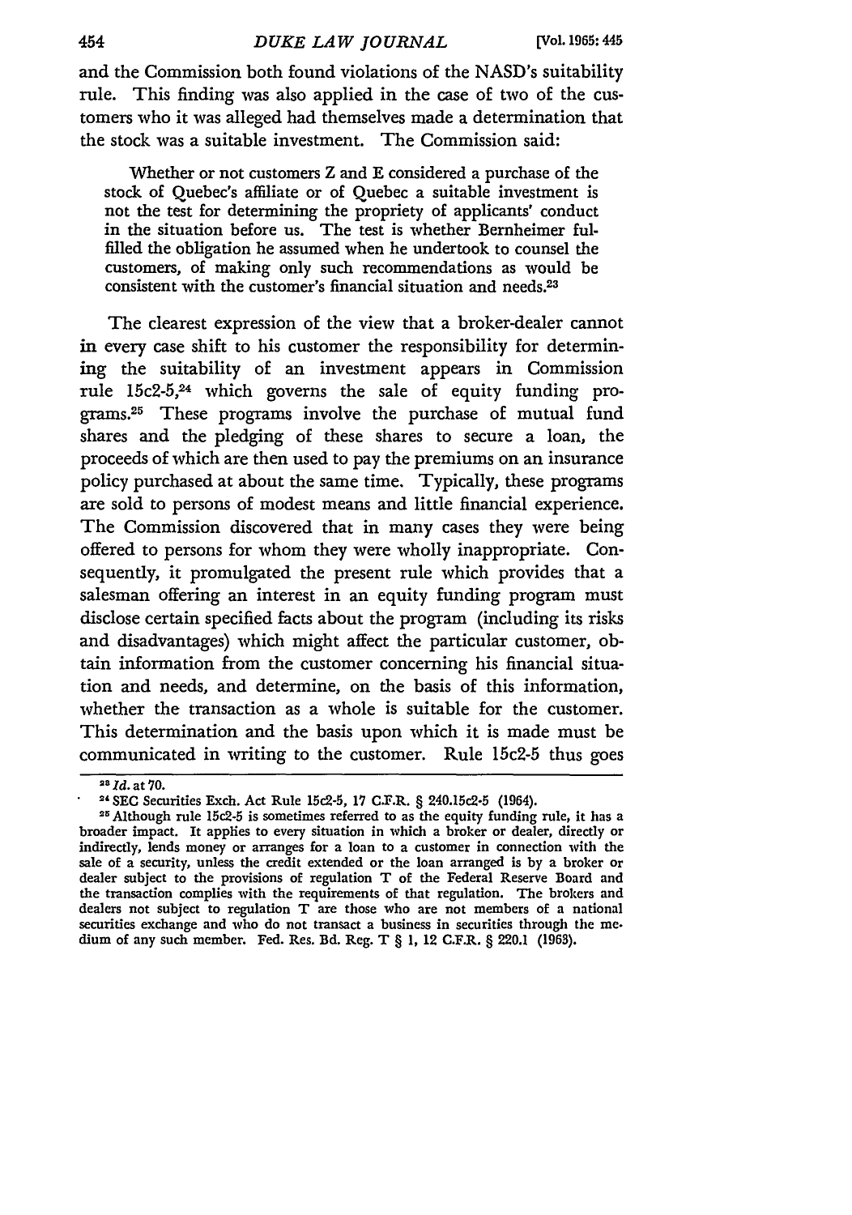and the Commission both found violations of the NASD's suitability rule. This finding was also applied in the case of two of the customers who it was alleged had themselves made a determination that the stock was a suitable investment. The Commission said:

> Whether or not customers Z and E considered a purchase of the stock of Quebec's affiliate or of Quebec a suitable investment is not the test for determining the propriety of applicants' conduct in the situation before us. The test is whether Bernheimer fulfilled the obligation he assumed when he undertook to counsel the customers, of making only such recommendations as would be consistent with the customer's financial situation and needs.[23]

The clearest expression of the view that a broker-dealer cannot in every case shift to his customer the responsibility for determining the suitability of an investment appears in Commission rule 15c2-5,[24] which governs the sale of equity funding programs.[25] These programs involve the purchase of mutual fund shares and the pledging of these shares to secure a loan, the proceeds of which are then used to pay the premiums on an insurance policy purchased at about the same time. Typically, these programs are sold to persons of modest means and little financial experience. The Commission discovered that in many cases they were being offered to persons for whom they were wholly inappropriate. Consequently, it promulgated the present rule which provides that a salesman offering an interest in an equity funding program must disclose certain specified facts about the program (including its risks and disadvantages) which might affect the particular customer, obtain information from the customer concerning his financial situation and needs, and determine, on the basis of this information, whether the transaction as a whole is suitable for the customer. This determination and the basis upon which it is made must be communicated in writing to the customer. Rule 15c2-5 thus goes

---

[23] *Id.* at 70.

[24] SEC Securities Exch. Act Rule 15c2-5, 17 C.F.R. § 240.15c2-5 (1964).

[25] Although rule 15c2-5 is sometimes referred to as the equity funding rule, it has a broader impact. It applies to every situation in which a broker or dealer, directly or indirectly, lends money or arranges for a loan to a customer in connection with the sale of a security, unless the credit extended or the loan arranged is by a broker or dealer subject to the provisions of regulation T of the Federal Reserve Board and the transaction complies with the requirements of that regulation. The brokers and dealers not subject to regulation T are those who are not members of a national securities exchange and who do not transact a business in securities through the medium of any such member. Fed. Res. Bd. Reg. T § 1, 12 C.F.R. § 220.1 (1963).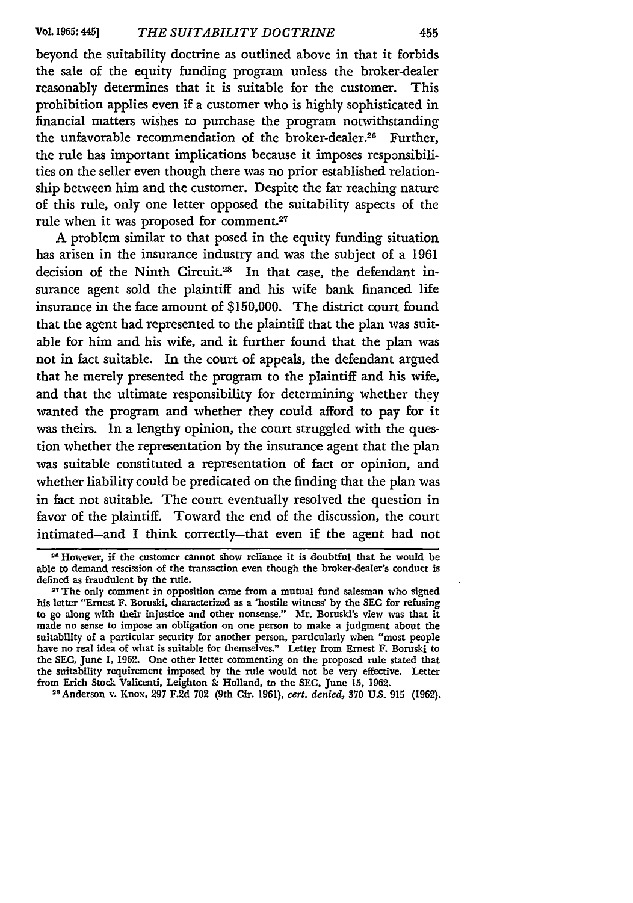beyond the suitability doctrine as outlined above in that it forbids the sale of the equity funding program unless the broker-dealer reasonably determines that it is suitable for the customer. This prohibition applies even if a customer who is highly sophisticated in financial matters wishes to purchase the program notwithstanding the unfavorable recommendation of the broker-dealer.[26] Further, the rule has important implications because it imposes responsibilities on the seller even though there was no prior established relationship between him and the customer. Despite the far reaching nature of this rule, only one letter opposed the suitability aspects of the rule when it was proposed for comment.[27]

A problem similar to that posed in the equity funding situation has arisen in the insurance industry and was the subject of a 1961 decision of the Ninth Circuit.[28] In that case, the defendant insurance agent sold the plaintiff and his wife bank financed life insurance in the face amount of $150,000. The district court found that the agent had represented to the plaintiff that the plan was suitable for him and his wife, and it further found that the plan was not in fact suitable. In the court of appeals, the defendant argued that he merely presented the program to the plaintiff and his wife, and that the ultimate responsibility for determining whether they wanted the program and whether they could afford to pay for it was theirs. In a lengthy opinion, the court struggled with the question whether the representation by the insurance agent that the plan was suitable constituted a representation of fact or opinion, and whether liability could be predicated on the finding that the plan was in fact not suitable. The court eventually resolved the question in favor of the plaintiff. Toward the end of the discussion, the court intimated—and I think correctly—that even if the agent had not

---

[26] However, if the customer cannot show reliance it is doubtful that he would be able to demand rescission of the transaction even though the broker-dealer's conduct is defined as fraudulent by the rule.

[27] The only comment in opposition came from a mutual fund salesman who signed his letter "Ernest F. Boruski, characterized as a 'hostile witness' by the SEC for refusing to go along with their injustice and other nonsense." Mr. Boruski's view was that it made no sense to impose an obligation on one person to make a judgment about the suitability of a particular security for another person, particularly when "most people have no real idea of what is suitable for themselves." Letter from Ernest F. Boruski to the SEC, June 1, 1962. One other letter commenting on the proposed rule stated that the suitability requirement imposed by the rule would not be very effective. Letter from Erich Stock Valicenti, Leighton & Holland, to the SEC, June 15, 1962.

[28] Anderson v. Knox, 297 F.2d 702 (9th Cir. 1961), *cert. denied*, 370 U.S. 915 (1962).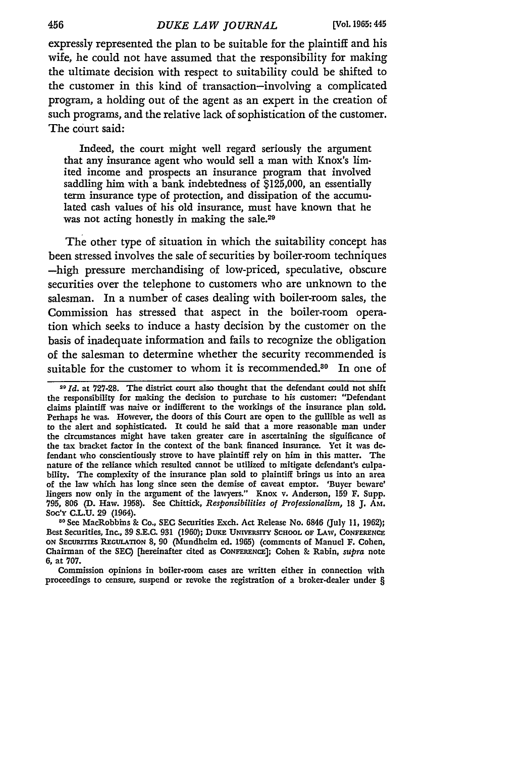expressly represented the plan to be suitable for the plaintiff and his wife, he could not have assumed that the responsibility for making the ultimate decision with respect to suitability could be shifted to the customer in this kind of transaction—involving a complicated program, a holding out of the agent as an expert in the creation of such programs, and the relative lack of sophistication of the customer. The court said:

> Indeed, the court might well regard seriously the argument that any insurance agent who would sell a man with Knox's limited income and prospects an insurance program that involved saddling him with a bank indebtedness of $125,000, an essentially term insurance type of protection, and dissipation of the accumulated cash values of his old insurance, must have known that he was not acting honestly in making the sale.[29]

The other type of situation in which the suitability concept has been stressed involves the sale of securities by boiler-room techniques —high pressure merchandising of low-priced, speculative, obscure securities over the telephone to customers who are unknown to the salesman. In a number of cases dealing with boiler-room sales, the Commission has stressed that aspect in the boiler-room operation which seeks to induce a hasty decision by the customer on the basis of inadequate information and fails to recognize the obligation of the salesman to determine whether the security recommended is suitable for the customer to whom it is recommended.[30] In one of

---

[29] *Id.* at 727-28. The district court also thought that the defendant could not shift the responsibility for making the decision to purchase to his customer: "Defendant claims plaintiff was naive or indifferent to the workings of the insurance plan sold. Perhaps he was. However, the doors of this Court are open to the gullible as well as to the alert and sophisticated. It could he said that a more reasonable man under the circumstances might have taken greater care in ascertaining the significance of the tax bracket factor in the context of the bank financed insurance. Yet it was defendant who conscientiously strove to have plaintiff rely on him in this matter. The nature of the reliance which resulted cannot be utilized to mitigate defendant's culpability. The complexity of the insurance plan sold to plaintiff brings us into an area of the law which has long since seen the demise of caveat emptor. 'Buyer beware' lingers now only in the argument of the lawyers." Knox v. Anderson, 159 F. Supp. 795, 806 (D. Haw. 1958). See Chittick, *Responsibilities of Professionalism,* 18 J. AM. SOC'Y C.L.U. 29 (1964).

[30] See MacRobbins & Co., SEC Securities Exch. Act Release No. 6846 (July 11, 1962); Best Securities, Inc., 39 S.E.C. 931 (1960); DUKE UNIVERSITY SCHOOL OF LAW, CONFERENCE ON SECURITIES REGULATION 8, 90 (Mundheim ed. 1965) (comments of Manuel F. Cohen, Chairman of the SEC) [hereinafter cited as CONFERENCE]; Cohen & Rabin, *supra* note 6, at 707.

Commission opinions in boiler-room cases are written either in connection with proceedings to censure, suspend or revoke the registration of a broker-dealer under §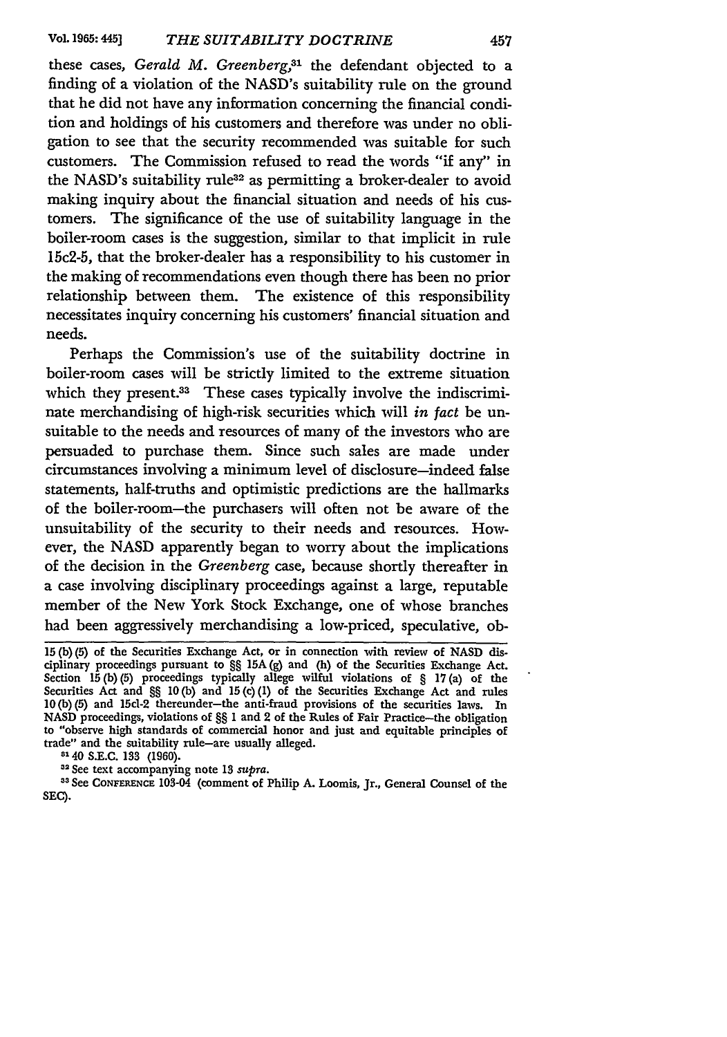these cases, *Gerald M. Greenberg*,[31] the defendant objected to a finding of a violation of the NASD's suitability rule on the ground that he did not have any information concerning the financial condition and holdings of his customers and therefore was under no obligation to see that the security recommended was suitable for such customers. The Commission refused to read the words "if any" in the NASD's suitability rule[32] as permitting a broker-dealer to avoid making inquiry about the financial situation and needs of his customers. The significance of the use of suitability language in the boiler-room cases is the suggestion, similar to that implicit in rule 15c2-5, that the broker-dealer has a responsibility to his customer in the making of recommendations even though there has been no prior relationship between them. The existence of this responsibility necessitates inquiry concerning his customers' financial situation and needs.

Perhaps the Commission's use of the suitability doctrine in boiler-room cases will be strictly limited to the extreme situation which they present.[33] These cases typically involve the indiscriminate merchandising of high-risk securities which will *in fact* be unsuitable to the needs and resources of many of the investors who are persuaded to purchase them. Since such sales are made under circumstances involving a minimum level of disclosure—indeed false statements, half-truths and optimistic predictions are the hallmarks of the boiler-room—the purchasers will often not be aware of the unsuitability of the security to their needs and resources. However, the NASD apparently began to worry about the implications of the decision in the *Greenberg* case, because shortly thereafter in a case involving disciplinary proceedings against a large, reputable member of the New York Stock Exchange, one of whose branches had been aggressively merchandising a low-priced, speculative, ob-

---

15 (b) (5) of the Securities Exchange Act, or in connection with review of NASD disciplinary proceedings pursuant to §§ 15A (g) and (h) of the Securities Exchange Act. Section 15 (b) (5) proceedings typically allege wilful violations of § 17 (a) of the Securities Act and §§ 10 (b) and 15 (c) (1) of the Securities Exchange Act and rules 10 (b) (5) and 15c1-2 thereunder—the anti-fraud provisions of the securities laws. In NASD proceedings, violations of §§ 1 and 2 of the Rules of Fair Practice—the obligation to "observe high standards of commercial honor and just and equitable principles of trade" and the suitability rule—are usually alleged.

[31] 40 S.E.C. 133 (1960).

[32] See text accompanying note 13 *supra*.

[33] See CONFERENCE 103-04 (comment of Philip A. Loomis, Jr., General Counsel of the SEC).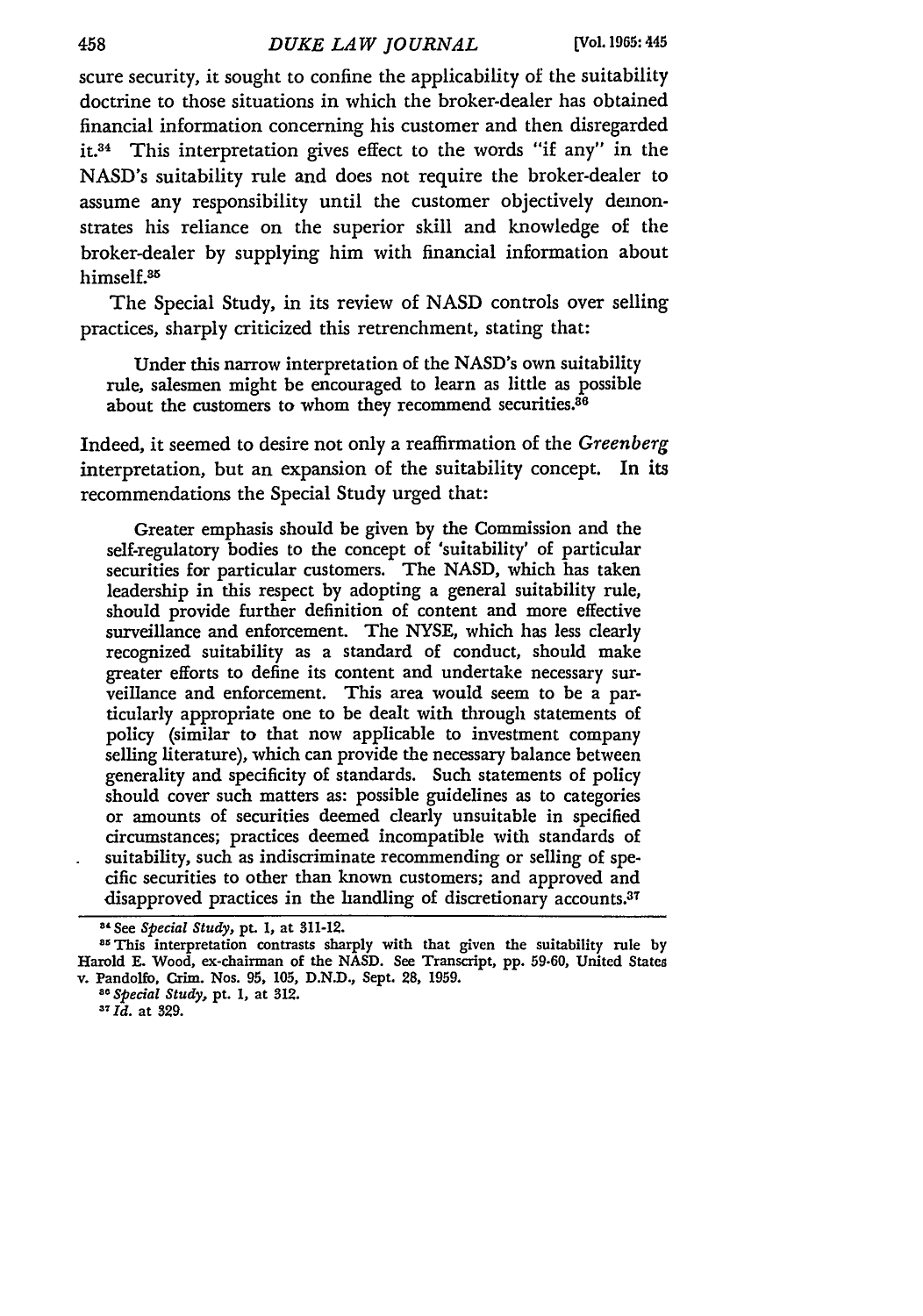scure security, it sought to confine the applicability of the suitability doctrine to those situations in which the broker-dealer has obtained financial information concerning his customer and then disregarded it.[34] This interpretation gives effect to the words "if any" in the NASD's suitability rule and does not require the broker-dealer to assume any responsibility until the customer objectively demonstrates his reliance on the superior skill and knowledge of the broker-dealer by supplying him with financial information about himself.[35]

The Special Study, in its review of NASD controls over selling practices, sharply criticized this retrenchment, stating that:

> Under this narrow interpretation of the NASD's own suitability rule, salesmen might be encouraged to learn as little as possible about the customers to whom they recommend securities.[36]

Indeed, it seemed to desire not only a reaffirmation of the *Greenberg* interpretation, but an expansion of the suitability concept. In its recommendations the Special Study urged that:

> Greater emphasis should be given by the Commission and the self-regulatory bodies to the concept of 'suitability' of particular securities for particular customers. The NASD, which has taken leadership in this respect by adopting a general suitability rule, should provide further definition of content and more effective surveillance and enforcement. The NYSE, which has less clearly recognized suitability as a standard of conduct, should make greater efforts to define its content and undertake necessary surveillance and enforcement. This area would seem to be a particularly appropriate one to be dealt with through statements of policy (similar to that now applicable to investment company selling literature), which can provide the necessary balance between generality and specificity of standards. Such statements of policy should cover such matters as: possible guidelines as to categories or amounts of securities deemed clearly unsuitable in specified circumstances; practices deemed incompatible with standards of suitability, such as indiscriminate recommending or selling of specific securities to other than known customers; and approved and disapproved practices in the handling of discretionary accounts.[37]

---

[34] See *Special Study*, pt. 1, at 311-12.

[35] This interpretation contrasts sharply with that given the suitability rule by Harold E. Wood, ex-chairman of the NASD. See Transcript, pp. 59-60, United States v. Pandolfo, Crim. Nos. 95, 105, D.N.D., Sept. 28, 1959.

[36] *Special Study*, pt. 1, at 312.

[37] *Id.* at 329.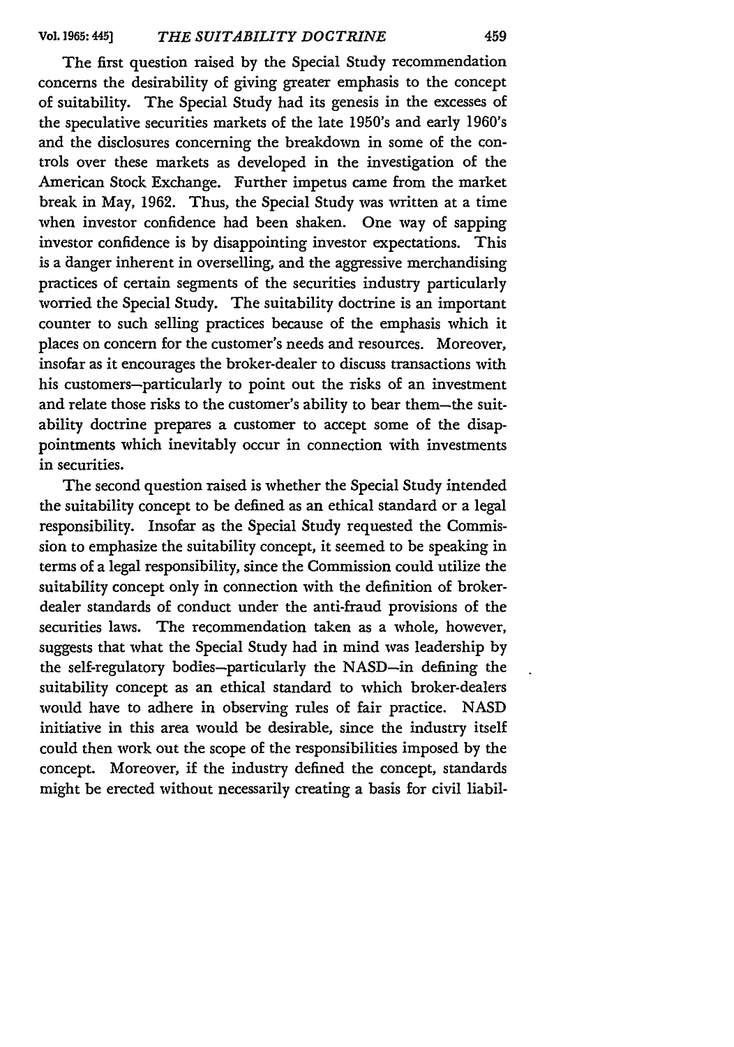The first question raised by the Special Study recommendation concerns the desirability of giving greater emphasis to the concept of suitability. The Special Study had its genesis in the excesses of the speculative securities markets of the late 1950's and early 1960's and the disclosures concerning the breakdown in some of the controls over these markets as developed in the investigation of the American Stock Exchange. Further impetus came from the market break in May, 1962. Thus, the Special Study was written at a time when investor confidence had been shaken. One way of sapping investor confidence is by disappointing investor expectations. This is a danger inherent in overselling, and the aggressive merchandising practices of certain segments of the securities industry particularly worried the Special Study. The suitability doctrine is an important counter to such selling practices because of the emphasis which it places on concern for the customer's needs and resources. Moreover, insofar as it encourages the broker-dealer to discuss transactions with his customers—particularly to point out the risks of an investment and relate those risks to the customer's ability to bear them—the suitability doctrine prepares a customer to accept some of the disappointments which inevitably occur in connection with investments in securities.

The second question raised is whether the Special Study intended the suitability concept to be defined as an ethical standard or a legal responsibility. Insofar as the Special Study requested the Commission to emphasize the suitability concept, it seemed to be speaking in terms of a legal responsibility, since the Commission could utilize the suitability concept only in connection with the definition of broker-dealer standards of conduct under the anti-fraud provisions of the securities laws. The recommendation taken as a whole, however, suggests that what the Special Study had in mind was leadership by the self-regulatory bodies—particularly the NASD—in defining the suitability concept as an ethical standard to which broker-dealers would have to adhere in observing rules of fair practice. NASD initiative in this area would be desirable, since the industry itself could then work out the scope of the responsibilities imposed by the concept. Moreover, if the industry defined the concept, standards might be erected without necessarily creating a basis for civil liabil-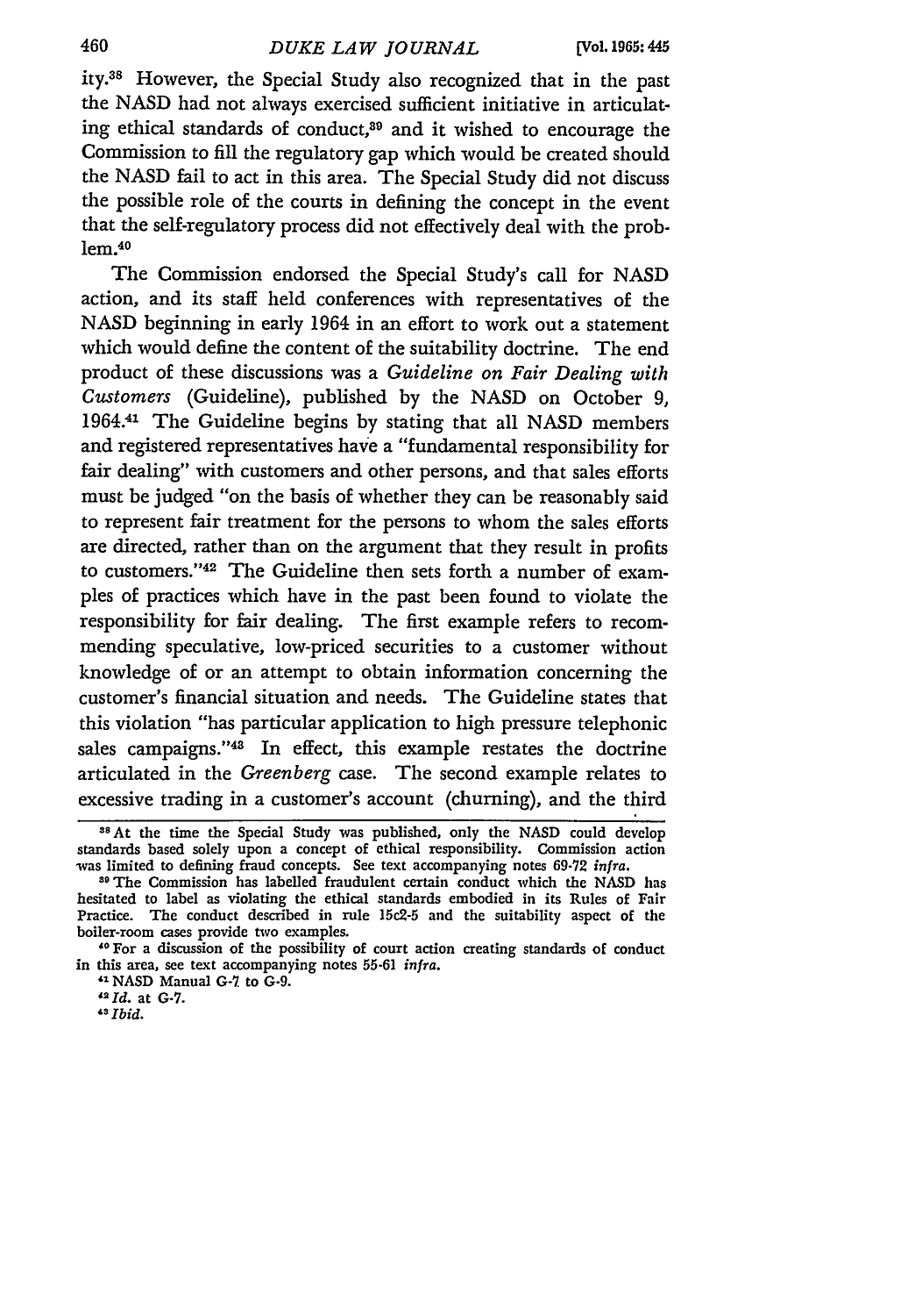ity.[38] However, the Special Study also recognized that in the past the NASD had not always exercised sufficient initiative in articulating ethical standards of conduct,[39] and it wished to encourage the Commission to fill the regulatory gap which would be created should the NASD fail to act in this area. The Special Study did not discuss the possible role of the courts in defining the concept in the event that the self-regulatory process did not effectively deal with the problem.[40]

The Commission endorsed the Special Study's call for NASD action, and its staff held conferences with representatives of the NASD beginning in early 1964 in an effort to work out a statement which would define the content of the suitability doctrine. The end product of these discussions was a *Guideline on Fair Dealing with Customers* (Guideline), published by the NASD on October 9, 1964.[41] The Guideline begins by stating that all NASD members and registered representatives have a "fundamental responsibility for fair dealing" with customers and other persons, and that sales efforts must be judged "on the basis of whether they can be reasonably said to represent fair treatment for the persons to whom the sales efforts are directed, rather than on the argument that they result in profits to customers."[42] The Guideline then sets forth a number of examples of practices which have in the past been found to violate the responsibility for fair dealing. The first example refers to recommending speculative, low-priced securities to a customer without knowledge of or an attempt to obtain information concerning the customer's financial situation and needs. The Guideline states that this violation "has particular application to high pressure telephonic sales campaigns."[43] In effect, this example restates the doctrine articulated in the *Greenberg* case. The second example relates to excessive trading in a customer's account (churning), and the third

---

[38] At the time the Special Study was published, only the NASD could develop standards based solely upon a concept of ethical responsibility. Commission action was limited to defining fraud concepts. See text accompanying notes 69-72 *infra*.

[39] The Commission has labelled fraudulent certain conduct which the NASD has hesitated to label as violating the ethical standards embodied in its Rules of Fair Practice. The conduct described in rule 15c2-5 and the suitability aspect of the boiler-room cases provide two examples.

[40] For a discussion of the possibility of court action creating standards of conduct in this area, see text accompanying notes 55-61 *infra*.

[41] NASD Manual G-7 to G-9.

[42] *Id.* at G-7.

[43] *Ibid.*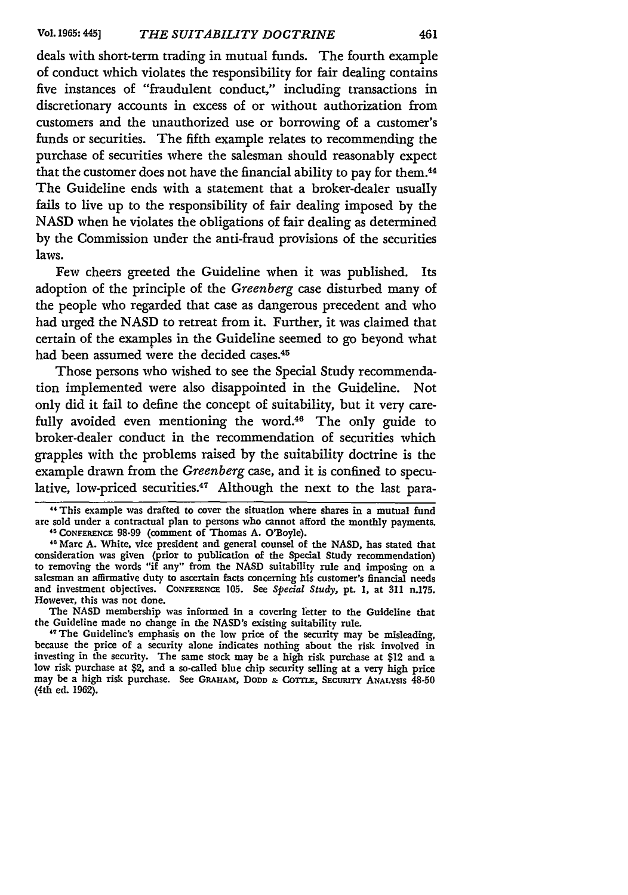deals with short-term trading in mutual funds. The fourth example of conduct which violates the responsibility for fair dealing contains five instances of "fraudulent conduct," including transactions in discretionary accounts in excess of or without authorization from customers and the unauthorized use or borrowing of a customer's funds or securities. The fifth example relates to recommending the purchase of securities where the salesman should reasonably expect that the customer does not have the financial ability to pay for them.[44] The Guideline ends with a statement that a broker-dealer usually fails to live up to the responsibility of fair dealing imposed by the NASD when he violates the obligations of fair dealing as determined by the Commission under the anti-fraud provisions of the securities laws.

Few cheers greeted the Guideline when it was published. Its adoption of the principle of the *Greenberg* case disturbed many of the people who regarded that case as dangerous precedent and who had urged the NASD to retreat from it. Further, it was claimed that certain of the examples in the Guideline seemed to go beyond what had been assumed were the decided cases.[45]

Those persons who wished to see the Special Study recommendation implemented were also disappointed in the Guideline. Not only did it fail to define the concept of suitability, but it very carefully avoided even mentioning the word.[46] The only guide to broker-dealer conduct in the recommendation of securities which grapples with the problems raised by the suitability doctrine is the example drawn from the *Greenberg* case, and it is confined to speculative, low-priced securities.[47] Although the next to the last para-

---

[44] This example was drafted to cover the situation where shares in a mutual fund are sold under a contractual plan to persons who cannot afford the monthly payments.

[45] CONFERENCE 98-99 (comment of Thomas A. O'Boyle).

[46] Marc A. White, vice president and general counsel of the NASD, has stated that consideration was given (prior to publication of the Special Study recommendation) to removing the words "if any" from the NASD suitability rule and imposing on a salesman an affirmative duty to ascertain facts concerning his customer's financial needs and investment objectives. CONFERENCE 105. See *Special Study*, pt. 1, at 311 n.175. However, this was not done.

The NASD membership was informed in a covering letter to the Guideline that the Guideline made no change in the NASD's existing suitability rule.

[47] The Guideline's emphasis on the low price of the security may be misleading, because the price of a security alone indicates nothing about the risk involved in investing in the security. The same stock may be a high risk purchase at $12 and a low risk purchase at $2, and a so-called blue chip security selling at a very high price may be a high risk purchase. See GRAHAM, DODD & COTTLE, SECURITY ANALYSIS 48-50 (4th ed. 1962).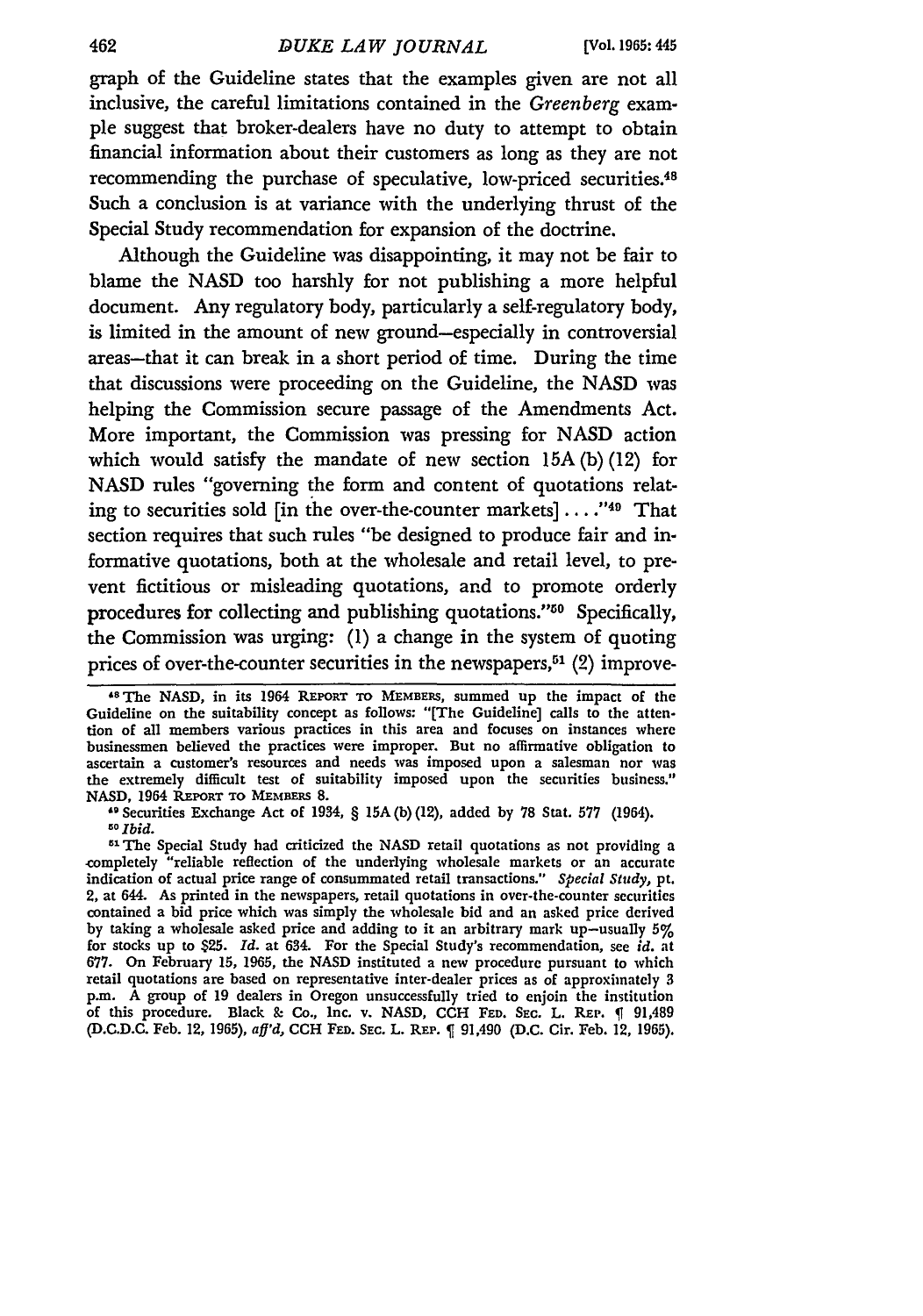graph of the Guideline states that the examples given are not all inclusive, the careful limitations contained in the *Greenberg* example suggest that broker-dealers have no duty to attempt to obtain financial information about their customers as long as they are not recommending the purchase of speculative, low-priced securities.[48] Such a conclusion is at variance with the underlying thrust of the Special Study recommendation for expansion of the doctrine.

Although the Guideline was disappointing, it may not be fair to blame the NASD too harshly for not publishing a more helpful document. Any regulatory body, particularly a self-regulatory body, is limited in the amount of new ground—especially in controversial areas—that it can break in a short period of time. During the time that discussions were proceeding on the Guideline, the NASD was helping the Commission secure passage of the Amendments Act. More important, the Commission was pressing for NASD action which would satisfy the mandate of new section 15A(b)(12) for NASD rules "governing the form and content of quotations relating to securities sold [in the over-the-counter markets] . . . ."[49] That section requires that such rules "be designed to produce fair and informative quotations, both at the wholesale and retail level, to prevent fictitious or misleading quotations, and to promote orderly procedures for collecting and publishing quotations."[50] Specifically, the Commission was urging: (1) a change in the system of quoting prices of over-the-counter securities in the newspapers,[51] (2) improve-

---

[48] The NASD, in its 1964 REPORT TO MEMBERS, summed up the impact of the Guideline on the suitability concept as follows: "[The Guideline] calls to the attention of all members various practices in this area and focuses on instances where businessmen believed the practices were improper. But no affirmative obligation to ascertain a customer's resources and needs was imposed upon a salesman nor was the extremely difficult test of suitability imposed upon the securities business." NASD, 1964 REPORT TO MEMBERS 8.

[49] Securities Exchange Act of 1934, § 15A(b)(12), added by 78 Stat. 577 (1964).

[50] *Ibid.*

[51] The Special Study had criticized the NASD retail quotations as not providing a completely "reliable reflection of the underlying wholesale markets or an accurate indication of actual price range of consummated retail transactions." *Special Study*, pt. 2, at 644. As printed in the newspapers, retail quotations in over-the-counter securities contained a bid price which was simply the wholesale bid and an asked price derived by taking a wholesale asked price and adding to it an arbitrary mark up—usually 5% for stocks up to $25. *Id.* at 634. For the Special Study's recommendation, see *id.* at 677. On February 15, 1965, the NASD instituted a new procedure pursuant to which retail quotations are based on representative inter-dealer prices as of approximately 3 p.m. A group of 19 dealers in Oregon unsuccessfully tried to enjoin the institution of this procedure. Black & Co., Inc. v. NASD, CCH FED. SEC. L. REP. ¶ 91,489 (D.C.D.C. Feb. 12, 1965), *aff'd*, CCH FED. SEC. L. REP. ¶ 91,490 (D.C. Cir. Feb. 12, 1965).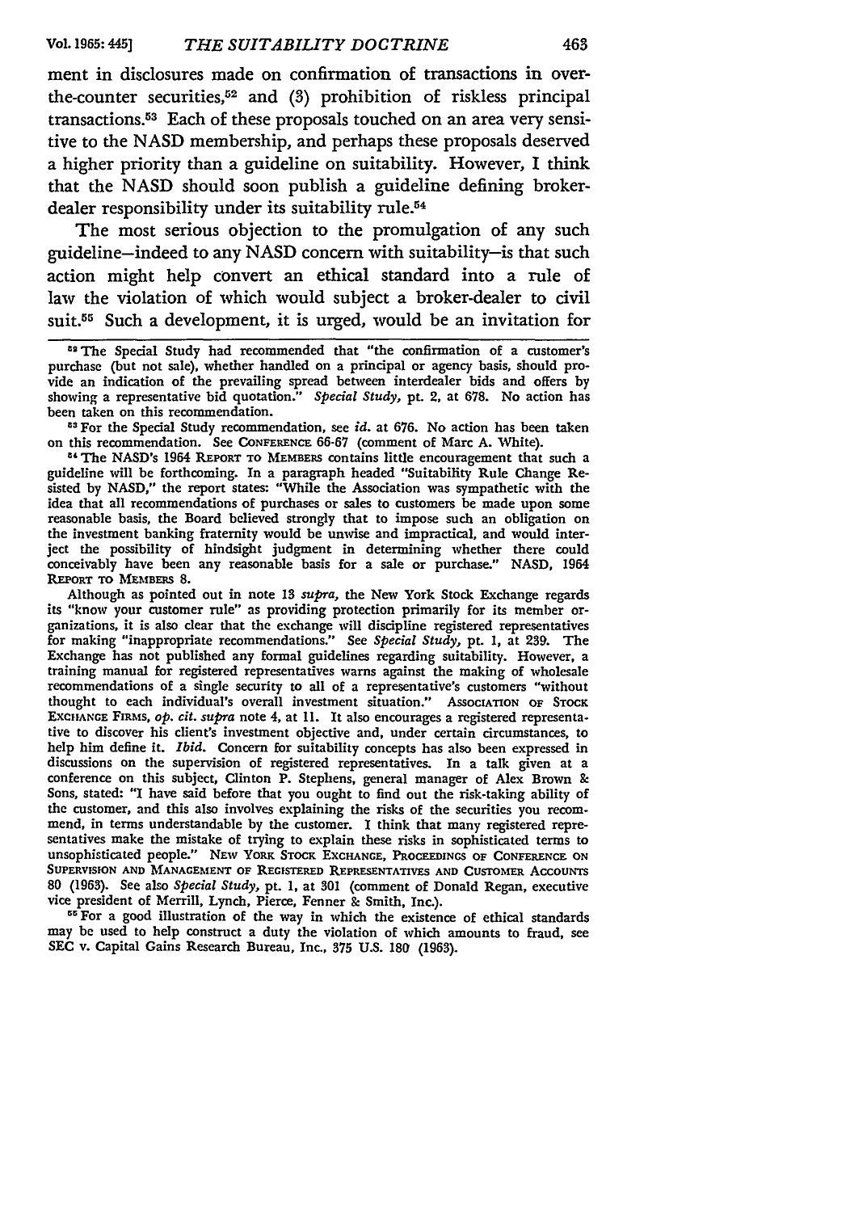ment in disclosures made on confirmation of transactions in over-the-counter securities,[52] and (3) prohibition of riskless principal transactions.[53] Each of these proposals touched on an area very sensitive to the NASD membership, and perhaps these proposals deserved a higher priority than a guideline on suitability. However, I think that the NASD should soon publish a guideline defining broker-dealer responsibility under its suitability rule.[54]

The most serious objection to the promulgation of any such guideline—indeed to any NASD concern with suitability—is that such action might help convert an ethical standard into a rule of law the violation of which would subject a broker-dealer to civil suit.[55] Such a development, it is urged, would be an invitation for

---

[52] The Special Study had recommended that "the confirmation of a customer's purchase (but not sale), whether handled on a principal or agency basis, should provide an indication of the prevailing spread between interdealer bids and offers by showing a representative bid quotation." *Special Study,* pt. 2, at 678. No action has been taken on this recommendation.

[53] For the Special Study recommendation, see *id.* at 676. No action has been taken on this recommendation. See CONFERENCE 66-67 (comment of Marc A. White).

[54] The NASD's 1964 REPORT TO MEMBERS contains little encouragement that such a guideline will be forthcoming. In a paragraph headed "Suitability Rule Change Resisted by NASD," the report states: "While the Association was sympathetic with the idea that all recommendations of purchases or sales to customers be made upon some reasonable basis, the Board believed strongly that to impose such an obligation on the investment banking fraternity would be unwise and impractical, and would interject the possibility of hindsight judgment in determining whether there could conceivably have been any reasonable basis for a sale or purchase." NASD, 1964 REPORT TO MEMBERS 8.

Although as pointed out in note 13 *supra,* the New York Stock Exchange regards its "know your customer rule" as providing protection primarily for its member organizations, it is also clear that the exchange will discipline registered representatives for making "inappropriate recommendations." See *Special Study,* pt. 1, at 239. The Exchange has not published any formal guidelines regarding suitability. However, a training manual for registered representatives warns against the making of wholesale recommendations of a single security to all of a representative's customers "without thought to each individual's overall investment situation." ASSOCIATION OF STOCK EXCHANGE FIRMS, *op. cit. supra* note 4, at 11. It also encourages a registered representative to discover his client's investment objective and, under certain circumstances, to help him define it. *Ibid.* Concern for suitability concepts has also been expressed in discussions on the supervision of registered representatives. In a talk given at a conference on this subject, Clinton P. Stephens, general manager of Alex Brown & Sons, stated: "I have said before that you ought to find out the risk-taking ability of the customer, and this also involves explaining the risks of the securities you recommend, in terms understandable by the customer. I think that many registered representatives make the mistake of trying to explain these risks in sophisticated terms to unsophisticated people." NEW YORK STOCK EXCHANGE, PROCEEDINGS OF CONFERENCE ON SUPERVISION AND MANAGEMENT OF REGISTERED REPRESENTATIVES AND CUSTOMER ACCOUNTS 80 (1963). See also *Special Study,* pt. 1, at 301 (comment of Donald Regan, executive vice president of Merrill, Lynch, Pierce, Fenner & Smith, Inc.).

[55] For a good illustration of the way in which the existence of ethical standards may be used to help construct a duty the violation of which amounts to fraud, see SEC v. Capital Gains Research Bureau, Inc., 375 U.S. 180 (1963).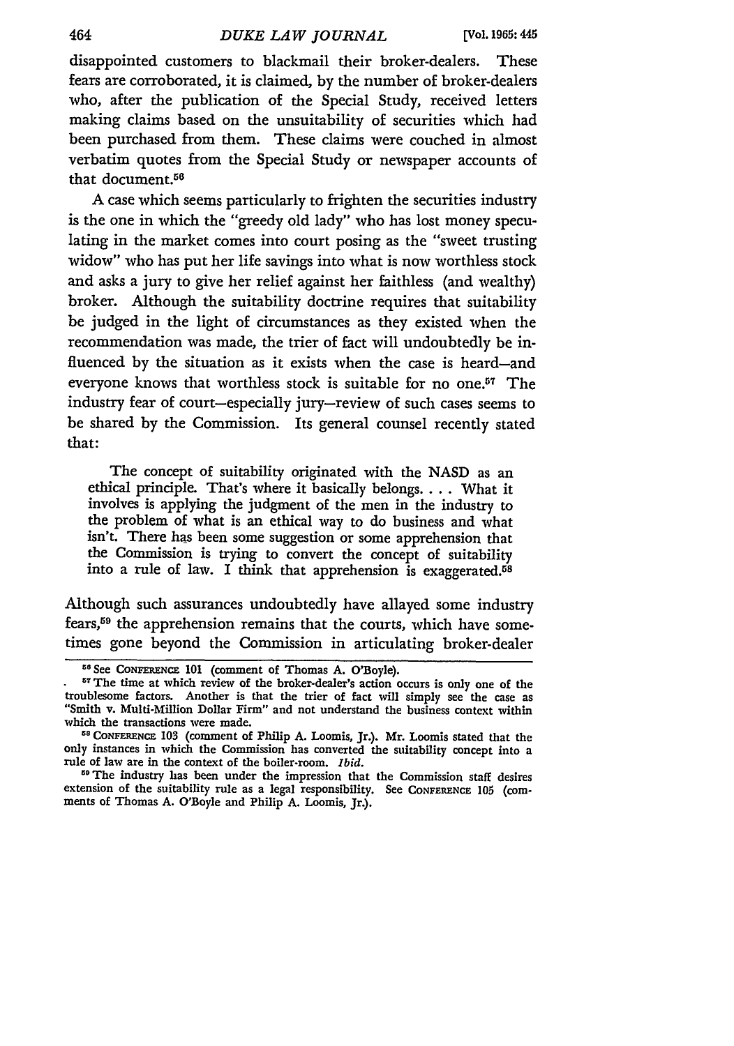disappointed customers to blackmail their broker-dealers. These fears are corroborated, it is claimed, by the number of broker-dealers who, after the publication of the Special Study, received letters making claims based on the unsuitability of securities which had been purchased from them. These claims were couched in almost verbatim quotes from the Special Study or newspaper accounts of that document.[56]

A case which seems particularly to frighten the securities industry is the one in which the "greedy old lady" who has lost money speculating in the market comes into court posing as the "sweet trusting widow" who has put her life savings into what is now worthless stock and asks a jury to give her relief against her faithless (and wealthy) broker. Although the suitability doctrine requires that suitability be judged in the light of circumstances as they existed when the recommendation was made, the trier of fact will undoubtedly be influenced by the situation as it exists when the case is heard—and everyone knows that worthless stock is suitable for no one.[57] The industry fear of court—especially jury—review of such cases seems to be shared by the Commission. Its general counsel recently stated that:

> The concept of suitability originated with the NASD as an ethical principle. That's where it basically belongs. . . . What it involves is applying the judgment of the men in the industry to the problem of what is an ethical way to do business and what isn't. There has been some suggestion or some apprehension that the Commission is trying to convert the concept of suitability into a rule of law. I think that apprehension is exaggerated.[58]

Although such assurances undoubtedly have allayed some industry fears,[59] the apprehension remains that the courts, which have sometimes gone beyond the Commission in articulating broker-dealer

---

[56] See CONFERENCE 101 (comment of Thomas A. O'Boyle).

[57] The time at which review of the broker-dealer's action occurs is only one of the troublesome factors. Another is that the trier of fact will simply see the case as "Smith v. Multi-Million Dollar Firm" and not understand the business context within which the transactions were made.

[58] CONFERENCE 103 (comment of Philip A. Loomis, Jr.). Mr. Loomis stated that the only instances in which the Commission has converted the suitability concept into a rule of law are in the context of the boiler-room. *Ibid.*

[59] The industry has been under the impression that the Commission staff desires extension of the suitability rule as a legal responsibility. See CONFERENCE 105 (comments of Thomas A. O'Boyle and Philip A. Loomis, Jr.).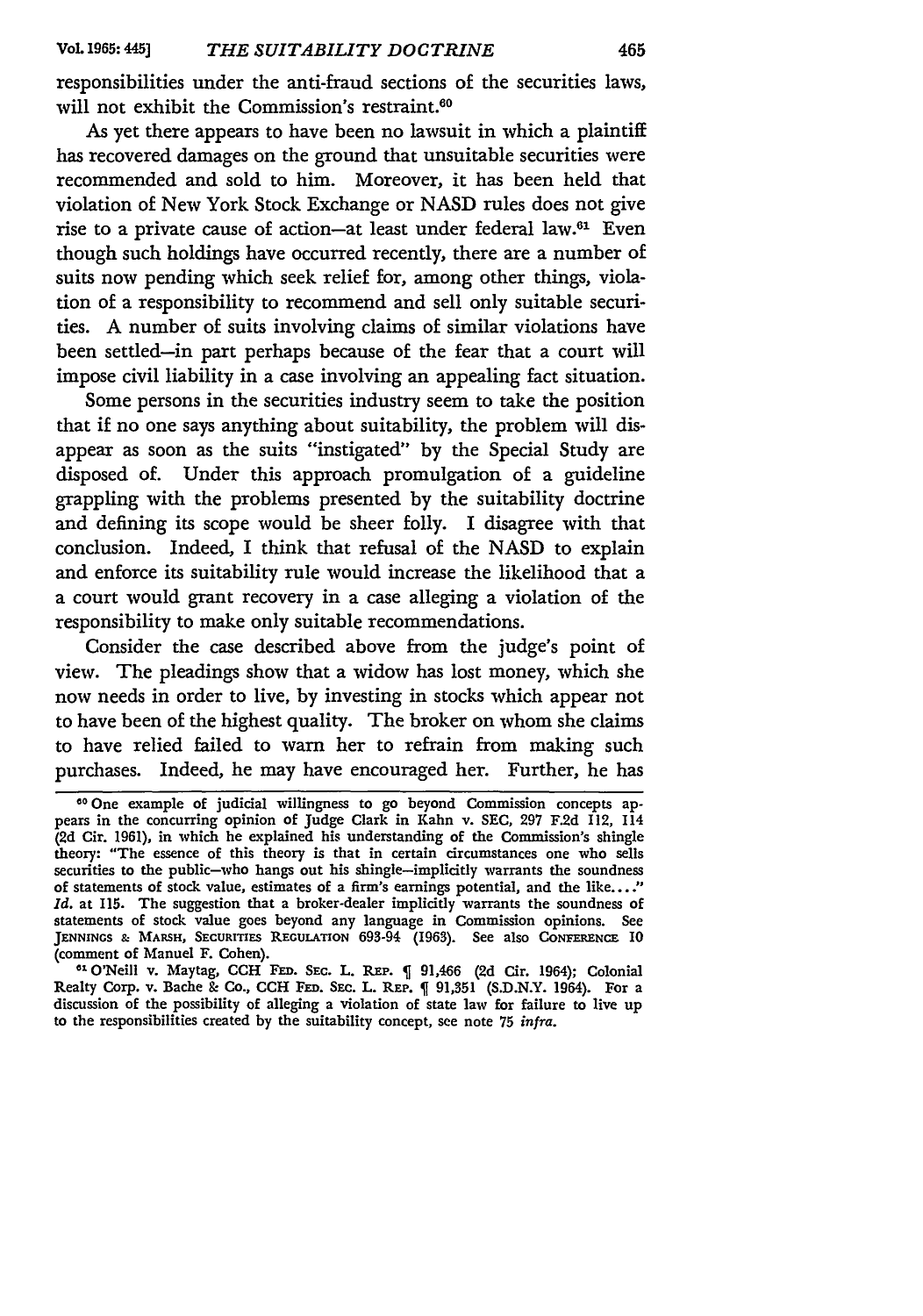responsibilities under the anti-fraud sections of the securities laws, will not exhibit the Commission's restraint.[60]

As yet there appears to have been no lawsuit in which a plaintiff has recovered damages on the ground that unsuitable securities were recommended and sold to him. Moreover, it has been held that violation of New York Stock Exchange or NASD rules does not give rise to a private cause of action—at least under federal law.[61] Even though such holdings have occurred recently, there are a number of suits now pending which seek relief for, among other things, violation of a responsibility to recommend and sell only suitable securities. A number of suits involving claims of similar violations have been settled—in part perhaps because of the fear that a court will impose civil liability in a case involving an appealing fact situation.

Some persons in the securities industry seem to take the position that if no one says anything about suitability, the problem will disappear as soon as the suits "instigated" by the Special Study are disposed of. Under this approach promulgation of a guideline grappling with the problems presented by the suitability doctrine and defining its scope would be sheer folly. I disagree with that conclusion. Indeed, I think that refusal of the NASD to explain and enforce its suitability rule would increase the likelihood that a a court would grant recovery in a case alleging a violation of the responsibility to make only suitable recommendations.

Consider the case described above from the judge's point of view. The pleadings show that a widow has lost money, which she now needs in order to live, by investing in stocks which appear not to have been of the highest quality. The broker on whom she claims to have relied failed to warn her to refrain from making such purchases. Indeed, he may have encouraged her. Further, he has

[60] One example of judicial willingness to go beyond Commission concepts appears in the concurring opinion of Judge Clark in Kahn v. SEC, 297 F.2d 112, 114 (2d Cir. 1961), in which he explained his understanding of the Commission's shingle theory: "The essence of this theory is that in certain circumstances one who sells securities to the public—who hangs out his shingle—implicitly warrants the soundness of statements of stock value, estimates of a firm's earnings potential, and the like...." *Id.* at 115. The suggestion that a broker-dealer implicitly warrants the soundness of statements of stock value goes beyond any language in Commission opinions. See JENNINGS & MARSH, SECURITIES REGULATION 693-94 (1963). See also CONFERENCE 10 (comment of Manuel F. Cohen).

[61] O'Neill v. Maytag, CCH FED. SEC. L. REP. ¶ 91,466 (2d Cir. 1964); Colonial Realty Corp. v. Bache & Co., CCH FED. SEC. L. REP. ¶ 91,351 (S.D.N.Y. 1964). For a discussion of the possibility of alleging a violation of state law for failure to live up to the responsibilities created by the suitability concept, see note 75 *infra*.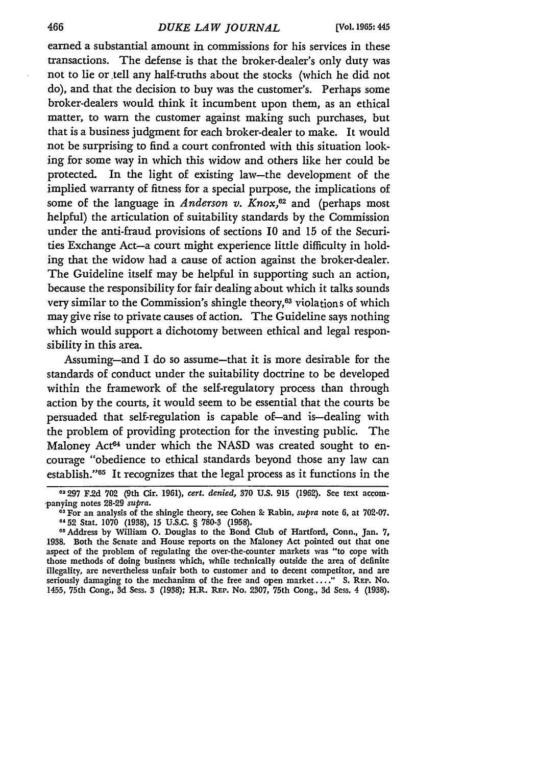earned a substantial amount in commissions for his services in these transactions. The defense is that the broker-dealer's only duty was not to lie or tell any half-truths about the stocks (which he did not do), and that the decision to buy was the customer's. Perhaps some broker-dealers would think it incumbent upon them, as an ethical matter, to warn the customer against making such purchases, but that is a business judgment for each broker-dealer to make. It would not be surprising to find a court confronted with this situation looking for some way in which this widow and others like her could be protected. In the light of existing law—the development of the implied warranty of fitness for a special purpose, the implications of some of the language in *Anderson v. Knox*,[62] and (perhaps most helpful) the articulation of suitability standards by the Commission under the anti-fraud provisions of sections 10 and 15 of the Securities Exchange Act—a court might experience little difficulty in holding that the widow had a cause of action against the broker-dealer. The Guideline itself may be helpful in supporting such an action, because the responsibility for fair dealing about which it talks sounds very similar to the Commission's shingle theory,[63] violations of which may give rise to private causes of action. The Guideline says nothing which would support a dichotomy between ethical and legal responsibility in this area.

Assuming—and I do so assume—that it is more desirable for the standards of conduct under the suitability doctrine to be developed within the framework of the self-regulatory process than through action by the courts, it would seem to be essential that the courts be persuaded that self-regulation is capable of—and is—dealing with the problem of providing protection for the investing public. The Maloney Act[64] under which the NASD was created sought to encourage "obedience to ethical standards beyond those any law can establish."[65] It recognizes that the legal process as it functions in the

[62] 297 F.2d 702 (9th Cir. 1961), *cert. denied,* 370 U.S. 915 (1962). See text accompanying notes 28-29 *supra.*

[63] For an analysis of the shingle theory, see Cohen & Rabin, *supra* note 6, at 702-07.

[64] 52 Stat. 1070 (1938), 15 U.S.C. § 780-3 (1958).

[65] Address by William O. Douglas to the Bond Club of Hartford, Conn., Jan. 7, 1938. Both the Senate and House reports on the Maloney Act pointed out that one aspect of the problem of regulating the over-the-counter markets was "to cope with those methods of doing business which, while technically outside the area of definite illegality, are nevertheless unfair both to customer and to decent competitor, and are seriously damaging to the mechanism of the free and open market. . . ." S. Rep. No. 1455, 75th Cong., 3d Sess. 3 (1938); H.R. Rep. No. 2307, 75th Cong., 3d Sess. 4 (1938).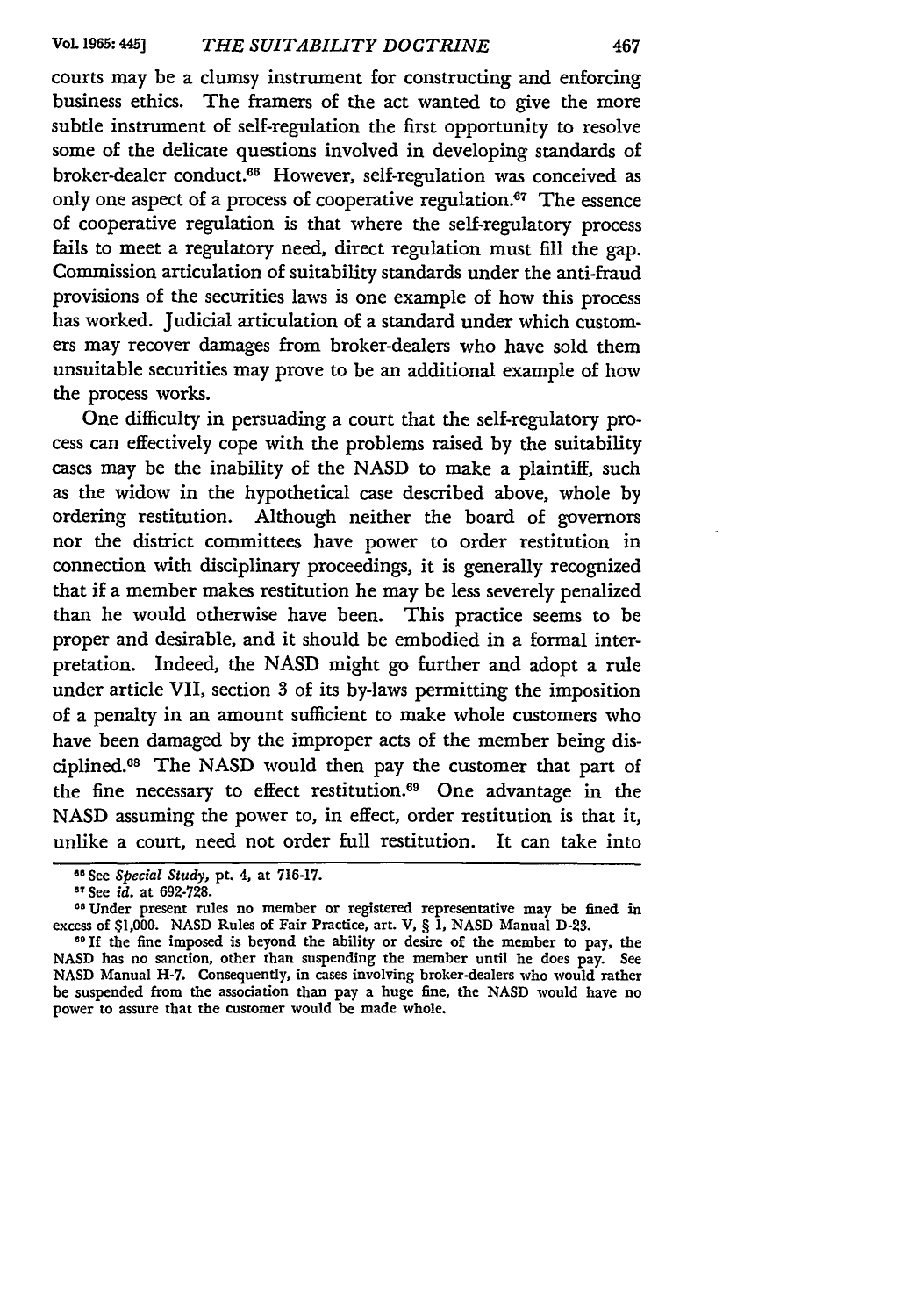courts may be a clumsy instrument for constructing and enforcing business ethics. The framers of the act wanted to give the more subtle instrument of self-regulation the first opportunity to resolve some of the delicate questions involved in developing standards of broker-dealer conduct.[66] However, self-regulation was conceived as only one aspect of a process of cooperative regulation.[67] The essence of cooperative regulation is that where the self-regulatory process fails to meet a regulatory need, direct regulation must fill the gap. Commission articulation of suitability standards under the anti-fraud provisions of the securities laws is one example of how this process has worked. Judicial articulation of a standard under which customers may recover damages from broker-dealers who have sold them unsuitable securities may prove to be an additional example of how the process works.

One difficulty in persuading a court that the self-regulatory process can effectively cope with the problems raised by the suitability cases may be the inability of the NASD to make a plaintiff, such as the widow in the hypothetical case described above, whole by ordering restitution. Although neither the board of governors nor the district committees have power to order restitution in connection with disciplinary proceedings, it is generally recognized that if a member makes restitution he may be less severely penalized than he would otherwise have been. This practice seems to be proper and desirable, and it should be embodied in a formal interpretation. Indeed, the NASD might go further and adopt a rule under article VII, section 3 of its by-laws permitting the imposition of a penalty in an amount sufficient to make whole customers who have been damaged by the improper acts of the member being disciplined.[68] The NASD would then pay the customer that part of the fine necessary to effect restitution.[69] One advantage in the NASD assuming the power to, in effect, order restitution is that it, unlike a court, need not order full restitution. It can take into

---

[66] See *Special Study*, pt. 4, at 716-17.

[67] See *id.* at 692-728.

[68] Under present rules no member or registered representative may be fined in excess of $1,000. NASD Rules of Fair Practice, art. V, § 1, NASD Manual D-23.

[69] If the fine imposed is beyond the ability or desire of the member to pay, the NASD has no sanction, other than suspending the member until he does pay. See NASD Manual H-7. Consequently, in cases involving broker-dealers who would rather be suspended from the association than pay a huge fine, the NASD would have no power to assure that the customer would be made whole.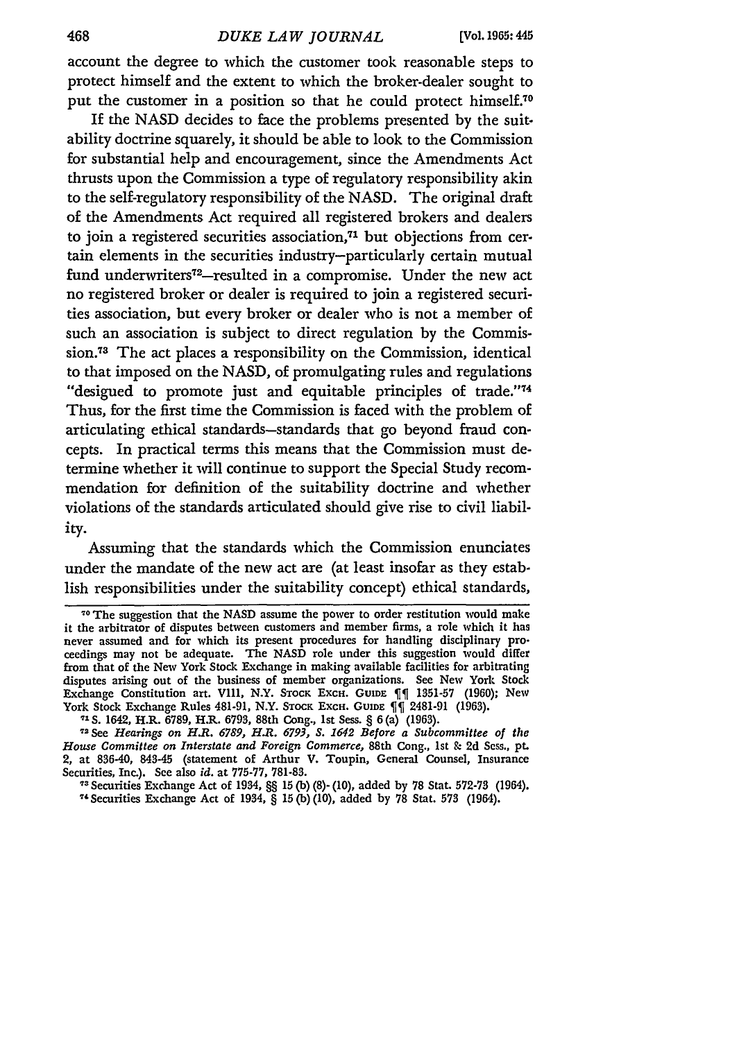account the degree to which the customer took reasonable steps to protect himself and the extent to which the broker-dealer sought to put the customer in a position so that he could protect himself.[70]

If the NASD decides to face the problems presented by the suitability doctrine squarely, it should be able to look to the Commission for substantial help and encouragement, since the Amendments Act thrusts upon the Commission a type of regulatory responsibility akin to the self-regulatory responsibility of the NASD. The original draft of the Amendments Act required all registered brokers and dealers to join a registered securities association,[71] but objections from certain elements in the securities industry—particularly certain mutual fund underwriters[72]—resulted in a compromise. Under the new act no registered broker or dealer is required to join a registered securities association, but every broker or dealer who is not a member of such an association is subject to direct regulation by the Commission.[73] The act places a responsibility on the Commission, identical to that imposed on the NASD, of promulgating rules and regulations "designed to promote just and equitable principles of trade."[74] Thus, for the first time the Commission is faced with the problem of articulating ethical standards—standards that go beyond fraud concepts. In practical terms this means that the Commission must determine whether it will continue to support the Special Study recommendation for definition of the suitability doctrine and whether violations of the standards articulated should give rise to civil liability.

Assuming that the standards which the Commission enunciates under the mandate of the new act are (at least insofar as they establish responsibilities under the suitability concept) ethical standards,

---

[70] The suggestion that the NASD assume the power to order restitution would make it the arbitrator of disputes between customers and member firms, a role which it has never assumed and for which its present procedures for handling disciplinary proceedings may not be adequate. The NASD role under this suggestion would differ from that of the New York Stock Exchange in making available facilities for arbitrating disputes arising out of the business of member organizations. See New York Stock Exchange Constitution art. VIII, N.Y. STOCK EXCH. GUIDE ¶¶ 1351-57 (1960); New York Stock Exchange Rules 481-91, N.Y. STOCK EXCH. GUIDE ¶¶ 2481-91 (1963).

[71] S. 1642, H.R. 6789, H.R. 6793, 88th Cong., 1st Sess. § 6(a) (1963).

[72] See *Hearings on H.R. 6789, H.R. 6793, S. 1642 Before a Subcommittee of the House Committee on Interstate and Foreign Commerce*, 88th Cong., 1st & 2d Sess., pt. 2, at 836-40, 843-45 (statement of Arthur V. Toupin, General Counsel, Insurance Securities, Inc.). See also *id.* at 775-77, 781-83.

[73] Securities Exchange Act of 1934, §§ 15(b)(8)-(10), added by 78 Stat. 572-73 (1964).

[74] Securities Exchange Act of 1934, § 15(b)(10), added by 78 Stat. 573 (1964).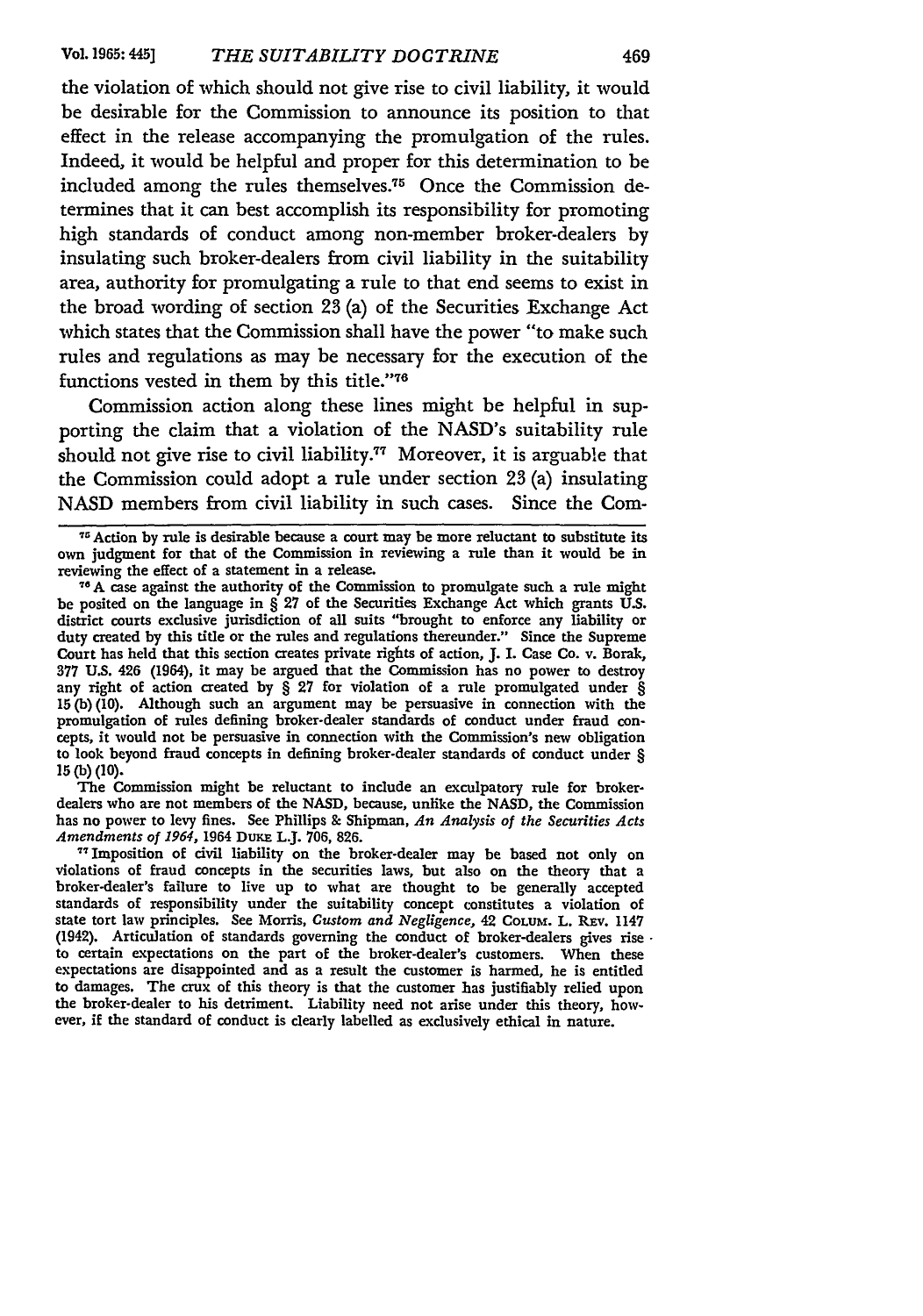the violation of which should not give rise to civil liability, it would be desirable for the Commission to announce its position to that effect in the release accompanying the promulgation of the rules. Indeed, it would be helpful and proper for this determination to be included among the rules themselves.[75] Once the Commission determines that it can best accomplish its responsibility for promoting high standards of conduct among non-member broker-dealers by insulating such broker-dealers from civil liability in the suitability area, authority for promulgating a rule to that end seems to exist in the broad wording of section 23 (a) of the Securities Exchange Act which states that the Commission shall have the power "to make such rules and regulations as may be necessary for the execution of the functions vested in them by this title."[76]

Commission action along these lines might be helpful in supporting the claim that a violation of the NASD's suitability rule should not give rise to civil liability.[77] Moreover, it is arguable that the Commission could adopt a rule under section 23 (a) insulating NASD members from civil liability in such cases. Since the Com-

[75] Action by rule is desirable because a court may be more reluctant to substitute its own judgment for that of the Commission in reviewing a rule than it would be in reviewing the effect of a statement in a release.

[76] A case against the authority of the Commission to promulgate such a rule might be posited on the language in § 27 of the Securities Exchange Act which grants U.S. district courts exclusive jurisdiction of all suits "brought to enforce any liability or duty created by this title or the rules and regulations thereunder." Since the Supreme Court has held that this section creates private rights of action, J. I. Case Co. v. Borak, 377 U.S. 426 (1964), it may be argued that the Commission has no power to destroy any right of action created by § 27 for violation of a rule promulgated under § 15 (b) (10). Although such an argument may be persuasive in connection with the promulgation of rules defining broker-dealer standards of conduct under fraud concepts, it would not be persuasive in connection with the Commission's new obligation to look beyond fraud concepts in defining broker-dealer standards of conduct under § 15 (b) (10).

The Commission might be reluctant to include an exculpatory rule for broker-dealers who are not members of the NASD, because, unlike the NASD, the Commission has no power to levy fines. See Phillips & Shipman, *An Analysis of the Securities Acts Amendments of 1964*, 1964 DUKE L.J. 706, 826.

[77] Imposition of civil liability on the broker-dealer may be based not only on violations of fraud concepts in the securities laws, but also on the theory that a broker-dealer's failure to live up to what are thought to be generally accepted standards of responsibility under the suitability concept constitutes a violation of state tort law principles. See Morris, *Custom and Negligence*, 42 COLUM. L. REV. 1147 (1942). Articulation of standards governing the conduct of broker-dealers gives rise to certain expectations on the part of the broker-dealer's customers. When these expectations are disappointed and as a result the customer is harmed, he is entitled to damages. The crux of this theory is that the customer has justifiably relied upon the broker-dealer to his detriment. Liability need not arise under this theory, however, if the standard of conduct is clearly labelled as exclusively ethical in nature.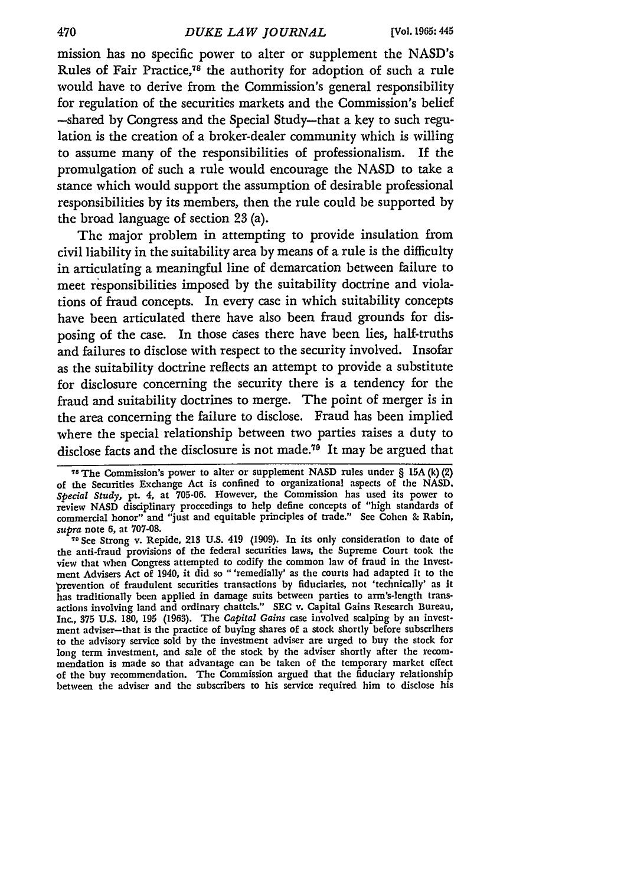mission has no specific power to alter or supplement the NASD's Rules of Fair Practice,[78] the authority for adoption of such a rule would have to derive from the Commission's general responsibility for regulation of the securities markets and the Commission's belief —shared by Congress and the Special Study—that a key to such regulation is the creation of a broker-dealer community which is willing to assume many of the responsibilities of professionalism. If the promulgation of such a rule would encourage the NASD to take a stance which would support the assumption of desirable professional responsibilities by its members, then the rule could be supported by the broad language of section 23 (a).

The major problem in attempting to provide insulation from civil liability in the suitability area by means of a rule is the difficulty in articulating a meaningful line of demarcation between failure to meet responsibilities imposed by the suitability doctrine and violations of fraud concepts. In every case in which suitability concepts have been articulated there have also been fraud grounds for disposing of the case. In those cases there have been lies, half-truths and failures to disclose with respect to the security involved. Insofar as the suitability doctrine reflects an attempt to provide a substitute for disclosure concerning the security there is a tendency for the fraud and suitability doctrines to merge. The point of merger is in the area concerning the failure to disclose. Fraud has been implied where the special relationship between two parties raises a duty to disclose facts and the disclosure is not made.[79] It may be argued that

---

[78] The Commission's power to alter or supplement NASD rules under § 15A (k) (2) of the Securities Exchange Act is confined to organizational aspects of the NASD. *Special Study*, pt. 4, at 705-06. However, the Commission has used its power to review NASD disciplinary proceedings to help define concepts of "high standards of commercial honor" and "just and equitable principles of trade." See Cohen & Rabin, *supra* note 6, at 707-08.

[79] See Strong v. Repide, 213 U.S. 419 (1909). In its only consideration to date of the anti-fraud provisions of the federal securities laws, the Supreme Court took the view that when Congress attempted to codify the common law of fraud in the Investment Advisers Act of 1940, it did so " 'remedially' as the courts had adapted it to the prevention of fraudulent securities transactions by fiduciaries, not 'technically' as it has traditionally been applied in damage suits between parties to arm's-length transactions involving land and ordinary chattels." SEC v. Capital Gains Research Bureau, Inc., 375 U.S. 180, 195 (1963). The *Capital Gains* case involved scalping by an investment adviser—that is the practice of buying shares of a stock shortly before subscribers to the advisory service sold by the investment adviser are urged to buy the stock for long term investment, and sale of the stock by the adviser shortly after the recommendation is made so that advantage can be taken of the temporary market effect of the buy recommendation. The Commission argued that the fiduciary relationship between the adviser and the subscribers to his service required him to disclose his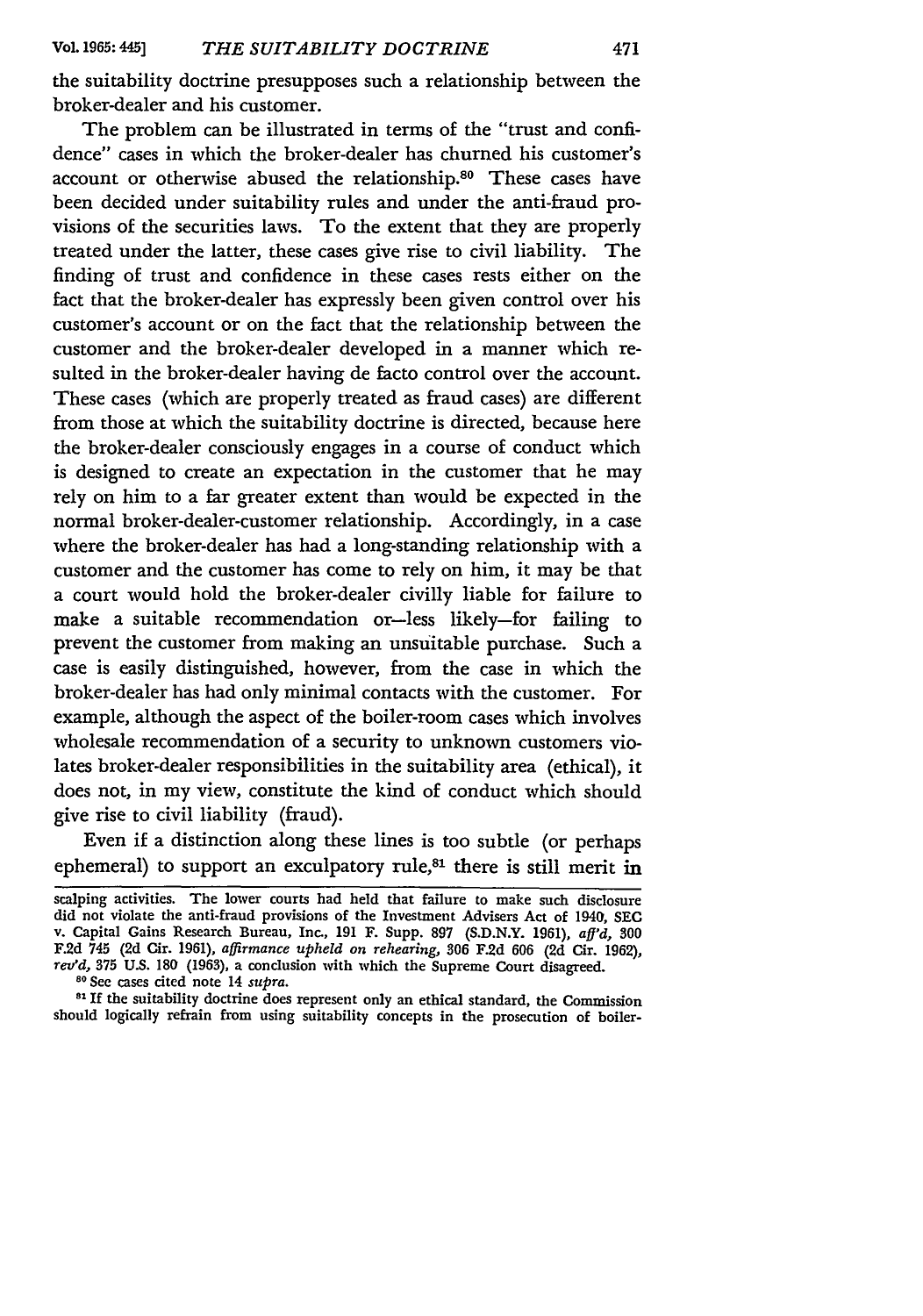the suitability doctrine presupposes such a relationship between the broker-dealer and his customer.

The problem can be illustrated in terms of the "trust and confidence" cases in which the broker-dealer has churned his customer's account or otherwise abused the relationship.[80] These cases have been decided under suitability rules and under the anti-fraud provisions of the securities laws. To the extent that they are properly treated under the latter, these cases give rise to civil liability. The finding of trust and confidence in these cases rests either on the fact that the broker-dealer has expressly been given control over his customer's account or on the fact that the relationship between the customer and the broker-dealer developed in a manner which resulted in the broker-dealer having de facto control over the account. These cases (which are properly treated as fraud cases) are different from those at which the suitability doctrine is directed, because here the broker-dealer consciously engages in a course of conduct which is designed to create an expectation in the customer that he may rely on him to a far greater extent than would be expected in the normal broker-dealer-customer relationship. Accordingly, in a case where the broker-dealer has had a long-standing relationship with a customer and the customer has come to rely on him, it may be that a court would hold the broker-dealer civilly liable for failure to make a suitable recommendation or—less likely—for failing to prevent the customer from making an unsuitable purchase. Such a case is easily distinguished, however, from the case in which the broker-dealer has had only minimal contacts with the customer. For example, although the aspect of the boiler-room cases which involves wholesale recommendation of a security to unknown customers violates broker-dealer responsibilities in the suitability area (ethical), it does not, in my view, constitute the kind of conduct which should give rise to civil liability (fraud).

Even if a distinction along these lines is too subtle (or perhaps ephemeral) to support an exculpatory rule,[81] there is still merit in

---

scalping activities. The lower courts had held that failure to make such disclosure did not violate the anti-fraud provisions of the Investment Advisers Act of 1940, SEC v. Capital Gains Research Bureau, Inc., 191 F. Supp. 897 (S.D.N.Y. 1961), *aff'd*, 300 F.2d 745 (2d Cir. 1961), *affirmance upheld on rehearing*, 306 F.2d 606 (2d Cir. 1962), *rev'd*, 375 U.S. 180 (1963), a conclusion with which the Supreme Court disagreed.

[80] See cases cited note 14 *supra*.

[81] If the suitability doctrine does represent only an ethical standard, the Commission should logically refrain from using suitability concepts in the prosecution of boiler-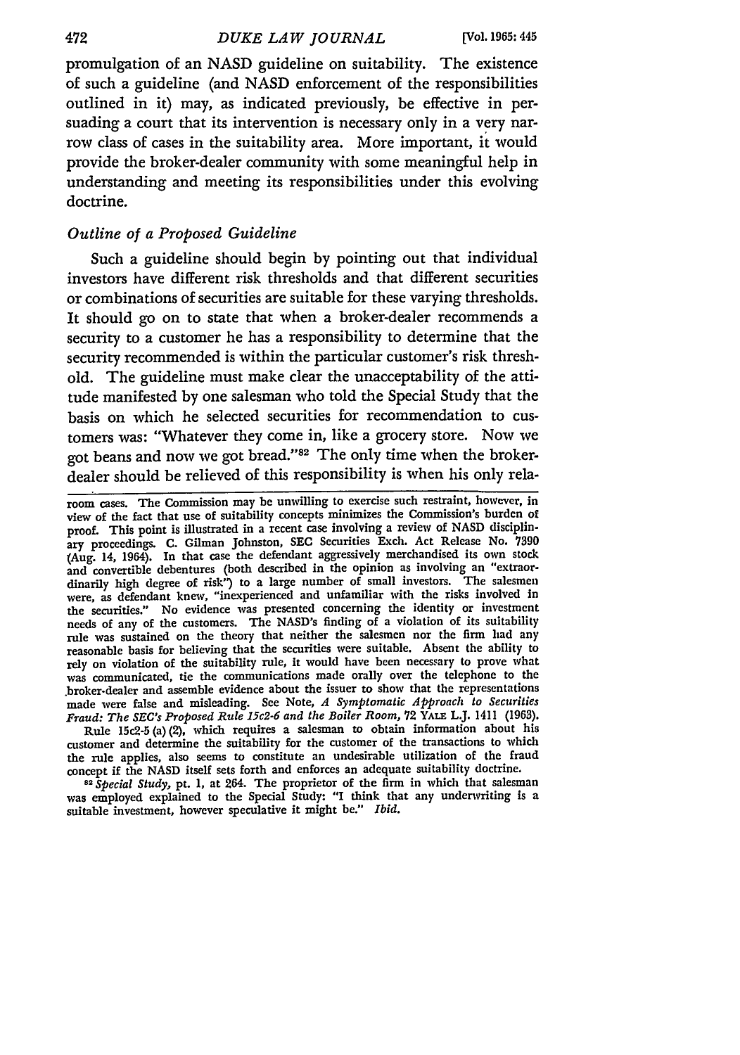promulgation of an NASD guideline on suitability. The existence of such a guideline (and NASD enforcement of the responsibilities outlined in it) may, as indicated previously, be effective in persuading a court that its intervention is necessary only in a very narrow class of cases in the suitability area. More important, it would provide the broker-dealer community with some meaningful help in understanding and meeting its responsibilities under this evolving doctrine.

### *Outline of a Proposed Guideline*

Such a guideline should begin by pointing out that individual investors have different risk thresholds and that different securities or combinations of securities are suitable for these varying thresholds. It should go on to state that when a broker-dealer recommends a security to a customer he has a responsibility to determine that the security recommended is within the particular customer's risk threshold. The guideline must make clear the unacceptability of the attitude manifested by one salesman who told the Special Study that the basis on which he selected securities for recommendation to customers was: "Whatever they come in, like a grocery store. Now we got beans and now we got bread."[82] The only time when the broker-dealer should be relieved of this responsibility is when his only rela-

---

room cases. The Commission may be unwilling to exercise such restraint, however, in view of the fact that use of suitability concepts minimizes the Commission's burden of proof. This point is illustrated in a recent case involving a review of NASD disciplinary proceedings. C. Gilman Johnston, SEC Securities Exch. Act Release No. 7390 (Aug. 14, 1964). In that case the defendant aggressively merchandised its own stock and convertible debentures (both described in the opinion as involving an "extraordinarily high degree of risk") to a large number of small investors. The salesmen were, as defendant knew, "inexperienced and unfamiliar with the risks involved in the securities." No evidence was presented concerning the identity or investment needs of any of the customers. The NASD's finding of a violation of its suitability rule was sustained on the theory that neither the salesmen nor the firm had any reasonable basis for believing that the securities were suitable. Absent the ability to rely on violation of the suitability rule, it would have been necessary to prove what was communicated, tie the communications made orally over the telephone to the broker-dealer and assemble evidence about the issuer to show that the representations made were false and misleading. See Note, *A Symptomatic Approach to Securities Fraud: The SEC's Proposed Rule 15c2-6 and the Boiler Room*, 72 YALE L.J. 1411 (1963).

Rule 15c2-5 (a) (2), which requires a salesman to obtain information about his customer and determine the suitability for the customer of the transactions to which the rule applies, also seems to constitute an undesirable utilization of the fraud concept if the NASD itself sets forth and enforces an adequate suitability doctrine.

[82] *Special Study*, pt. 1, at 264. The proprietor of the firm in which that salesman was employed explained to the Special Study: "I think that any underwriting is a suitable investment, however speculative it might be." *Ibid.*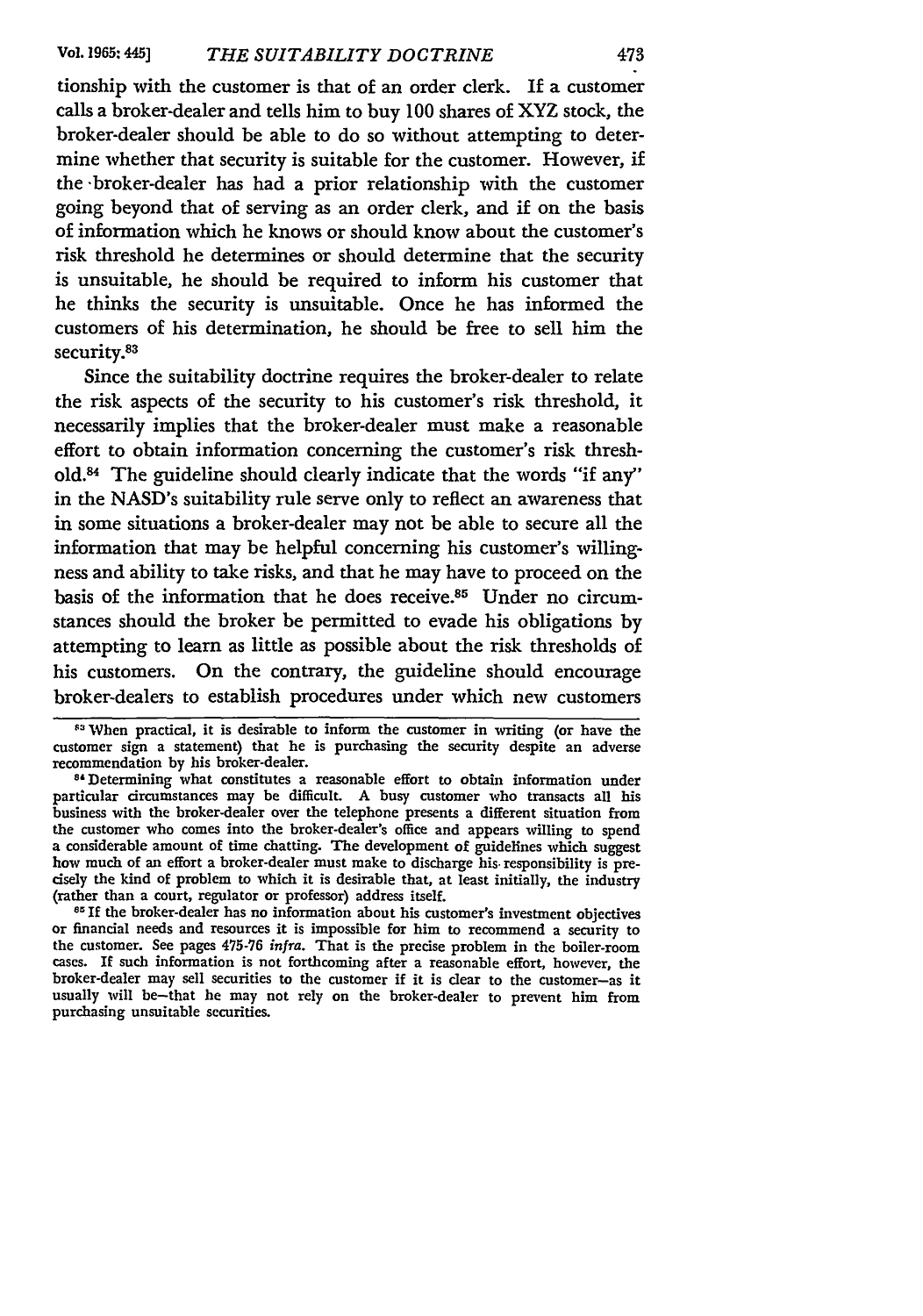tionship with the customer is that of an order clerk. If a customer calls a broker-dealer and tells him to buy 100 shares of XYZ stock, the broker-dealer should be able to do so without attempting to determine whether that security is suitable for the customer. However, if the broker-dealer has had a prior relationship with the customer going beyond that of serving as an order clerk, and if on the basis of information which he knows or should know about the customer's risk threshold he determines or should determine that the security is unsuitable, he should be required to inform his customer that he thinks the security is unsuitable. Once he has informed the customers of his determination, he should be free to sell him the security.[83]

Since the suitability doctrine requires the broker-dealer to relate the risk aspects of the security to his customer's risk threshold, it necessarily implies that the broker-dealer must make a reasonable effort to obtain information concerning the customer's risk threshold.[84] The guideline should clearly indicate that the words "if any" in the NASD's suitability rule serve only to reflect an awareness that in some situations a broker-dealer may not be able to secure all the information that may be helpful concerning his customer's willingness and ability to take risks, and that he may have to proceed on the basis of the information that he does receive.[85] Under no circumstances should the broker be permitted to evade his obligations by attempting to learn as little as possible about the risk thresholds of his customers. On the contrary, the guideline should encourage broker-dealers to establish procedures under which new customers

---

[83] When practical, it is desirable to inform the customer in writing (or have the customer sign a statement) that he is purchasing the security despite an adverse recommendation by his broker-dealer.

[84] Determining what constitutes a reasonable effort to obtain information under particular circumstances may be difficult. A busy customer who transacts all his business with the broker-dealer over the telephone presents a different situation from the customer who comes into the broker-dealer's office and appears willing to spend a considerable amount of time chatting. The development of guidelines which suggest how much of an effort a broker-dealer must make to discharge his responsibility is precisely the kind of problem to which it is desirable that, at least initially, the industry (rather than a court, regulator or professor) address itself.

[85] If the broker-dealer has no information about his customer's investment objectives or financial needs and resources it is impossible for him to recommend a security to the customer. See pages 475-76 *infra*. That is the precise problem in the boiler-room cases. If such information is not forthcoming after a reasonable effort, however, the broker-dealer may sell securities to the customer if it is clear to the customer—as it usually will be—that he may not rely on the broker-dealer to prevent him from purchasing unsuitable securities.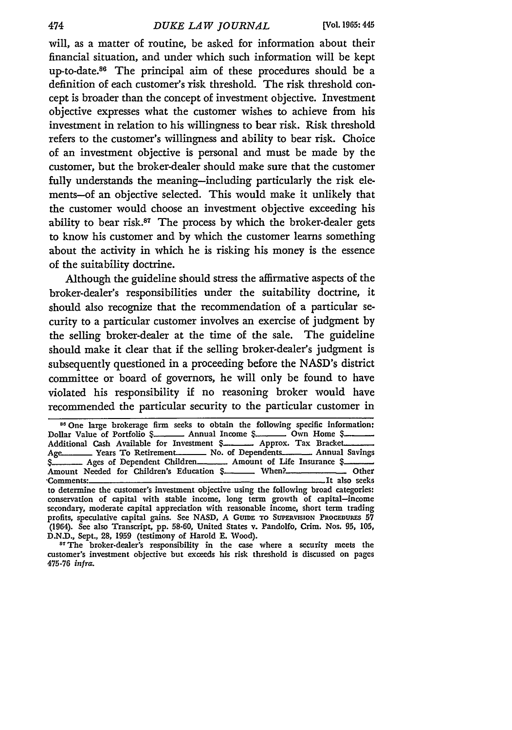will, as a matter of routine, be asked for information about their financial situation, and under which such information will be kept up-to-date.[86] The principal aim of these procedures should be a definition of each customer's risk threshold. The risk threshold concept is broader than the concept of investment objective. Investment objective expresses what the customer wishes to achieve from his investment in relation to his willingness to bear risk. Risk threshold refers to the customer's willingness and ability to bear risk. Choice of an investment objective is personal and must be made by the customer, but the broker-dealer should make sure that the customer fully understands the meaning—including particularly the risk elements—of an objective selected. This would make it unlikely that the customer would choose an investment objective exceeding his ability to bear risk.[87] The process by which the broker-dealer gets to know his customer and by which the customer learns something about the activity in which he is risking his money is the essence of the suitability doctrine.

Although the guideline should stress the affirmative aspects of the broker-dealer's responsibilities under the suitability doctrine, it should also recognize that the recommendation of a particular security to a particular customer involves an exercise of judgment by the selling broker-dealer at the time of the sale. The guideline should make it clear that if the selling broker-dealer's judgment is subsequently questioned in a proceeding before the NASD's district committee or board of governors, he will only be found to have violated his responsibility if no reasoning broker would have recommended the particular security to the particular customer in

---

[86] One large brokerage firm seeks to obtain the following specific information: Dollar Value of Portfolio $\_\_\_\_\_ Annual Income $\_\_\_\_\_ Own Home $\_\_\_\_\_ Additional Cash Available for Investment $\_\_\_\_\_ Approx. Tax Bracket\_\_\_\_\_ Age\_\_\_\_\_ Years To Retirement\_\_\_\_\_ No. of Dependents\_\_\_\_\_ Annual Savings $\_\_\_\_\_ Ages of Dependent Children\_\_\_\_\_ Amount of Life Insurance $\_\_\_\_\_ Amount Needed for Children's Education $\_\_\_\_\_ When?\_\_\_\_\_ Other Comments:\_\_\_\_\_ It also seeks to determine the customer's investment objective using the following broad categories: conservation of capital with stable income, long term growth of capital—income secondary, moderate capital appreciation with reasonable income, short term trading profits, speculative capital gains. See NASD, A GUIDE TO SUPERVISION PROCEDURES 57 (1964). See also Transcript, pp. 58-60, United States v. Pandolfo, Crim. Nos. 95, 105, D.N.D., Sept., 28, 1959 (testimony of Harold E. Wood).

[87] The broker-dealer's responsibility in the case where a security meets the customer's investment objective but exceeds his risk threshold is discussed on pages 475-76 *infra*.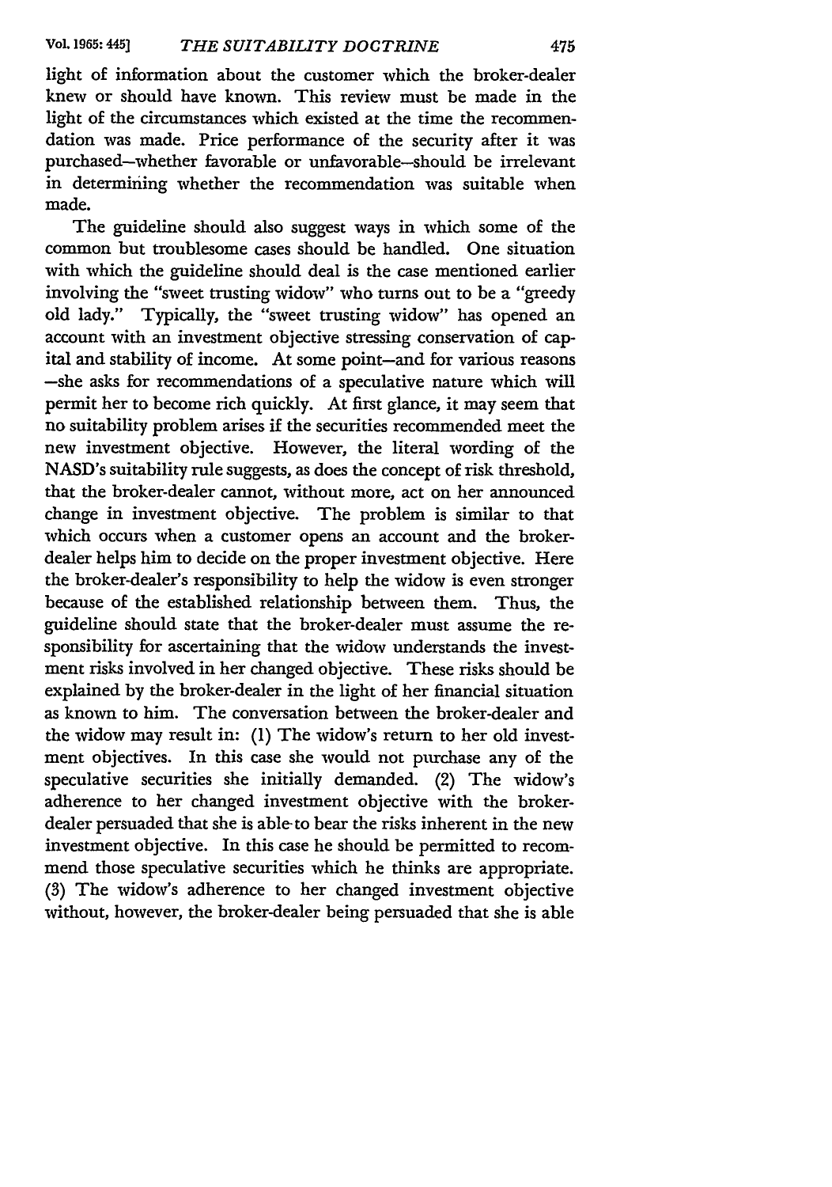light of information about the customer which the broker-dealer knew or should have known. This review must be made in the light of the circumstances which existed at the time the recommendation was made. Price performance of the security after it was purchased—whether favorable or unfavorable—should be irrelevant in determining whether the recommendation was suitable when made.

The guideline should also suggest ways in which some of the common but troublesome cases should be handled. One situation with which the guideline should deal is the case mentioned earlier involving the "sweet trusting widow" who turns out to be a "greedy old lady." Typically, the "sweet trusting widow" has opened an account with an investment objective stressing conservation of capital and stability of income. At some point—and for various reasons—she asks for recommendations of a speculative nature which will permit her to become rich quickly. At first glance, it may seem that no suitability problem arises if the securities recommended meet the new investment objective. However, the literal wording of the NASD's suitability rule suggests, as does the concept of risk threshold, that the broker-dealer cannot, without more, act on her announced change in investment objective. The problem is similar to that which occurs when a customer opens an account and the broker-dealer helps him to decide on the proper investment objective. Here the broker-dealer's responsibility to help the widow is even stronger because of the established relationship between them. Thus, the guideline should state that the broker-dealer must assume the responsibility for ascertaining that the widow understands the investment risks involved in her changed objective. These risks should be explained by the broker-dealer in the light of her financial situation as known to him. The conversation between the broker-dealer and the widow may result in: (1) The widow's return to her old investment objectives. In this case she would not purchase any of the speculative securities she initially demanded. (2) The widow's adherence to her changed investment objective with the broker-dealer persuaded that she is able to bear the risks inherent in the new investment objective. In this case he should be permitted to recommend those speculative securities which he thinks are appropriate. (3) The widow's adherence to her changed investment objective without, however, the broker-dealer being persuaded that she is able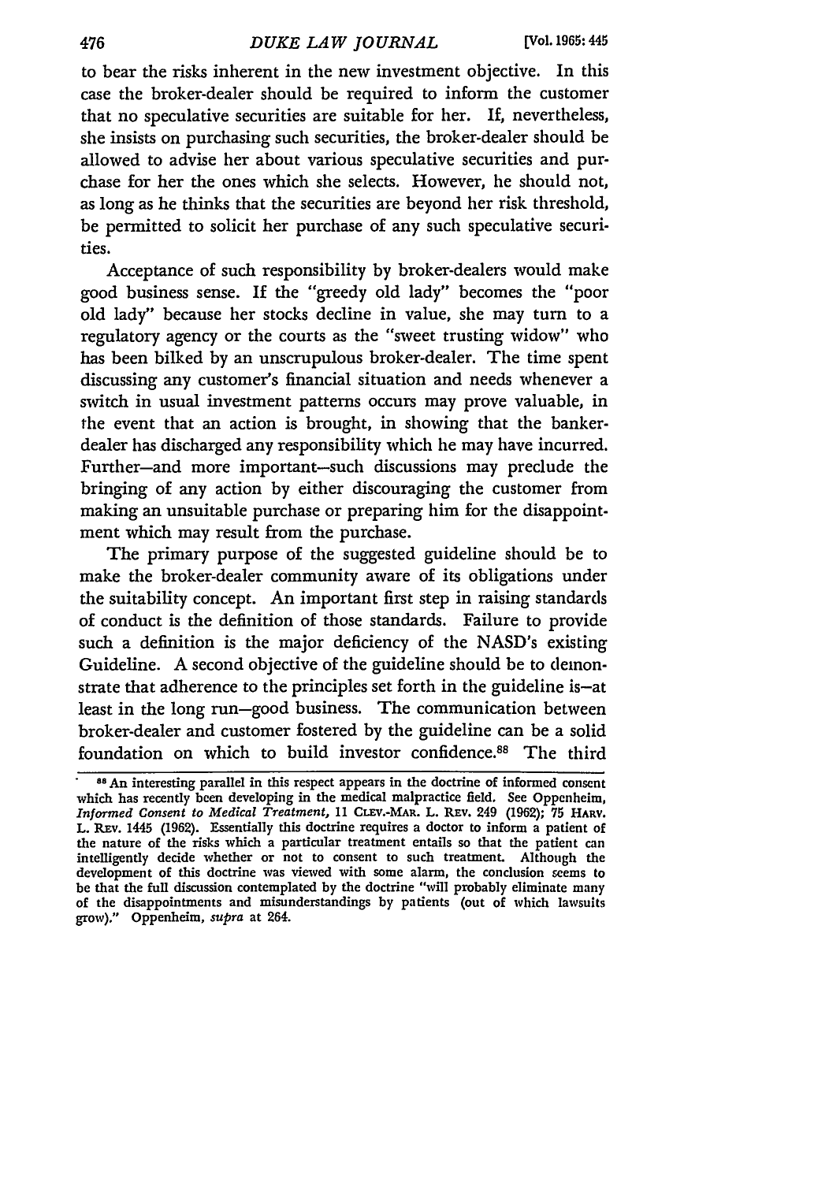to bear the risks inherent in the new investment objective. In this case the broker-dealer should be required to inform the customer that no speculative securities are suitable for her. If, nevertheless, she insists on purchasing such securities, the broker-dealer should be allowed to advise her about various speculative securities and purchase for her the ones which she selects. However, he should not, as long as he thinks that the securities are beyond her risk threshold, be permitted to solicit her purchase of any such speculative securities.

Acceptance of such responsibility by broker-dealers would make good business sense. If the "greedy old lady" becomes the "poor old lady" because her stocks decline in value, she may turn to a regulatory agency or the courts as the "sweet trusting widow" who has been bilked by an unscrupulous broker-dealer. The time spent discussing any customer's financial situation and needs whenever a switch in usual investment patterns occurs may prove valuable, in the event that an action is brought, in showing that the banker-dealer has discharged any responsibility which he may have incurred. Further—and more important—such discussions may preclude the bringing of any action by either discouraging the customer from making an unsuitable purchase or preparing him for the disappointment which may result from the purchase.

The primary purpose of the suggested guideline should be to make the broker-dealer community aware of its obligations under the suitability concept. An important first step in raising standards of conduct is the definition of those standards. Failure to provide such a definition is the major deficiency of the NASD's existing Guideline. A second objective of the guideline should be to demonstrate that adherence to the principles set forth in the guideline is—at least in the long run—good business. The communication between broker-dealer and customer fostered by the guideline can be a solid foundation on which to build investor confidence.[88] The third

---

[88] An interesting parallel in this respect appears in the doctrine of informed consent which has recently been developing in the medical malpractice field. See Oppenheim, *Informed Consent to Medical Treatment*, 11 CLEV.-MAR. L. REV. 249 (1962); 75 HARV. L. REV. 1445 (1962). Essentially this doctrine requires a doctor to inform a patient of the nature of the risks which a particular treatment entails so that the patient can intelligently decide whether or not to consent to such treatment. Although the development of this doctrine was viewed with some alarm, the conclusion seems to be that the full discussion contemplated by the doctrine "will probably eliminate many of the disappointments and misunderstandings by patients (out of which lawsuits grow)." Oppenheim, *supra* at 264.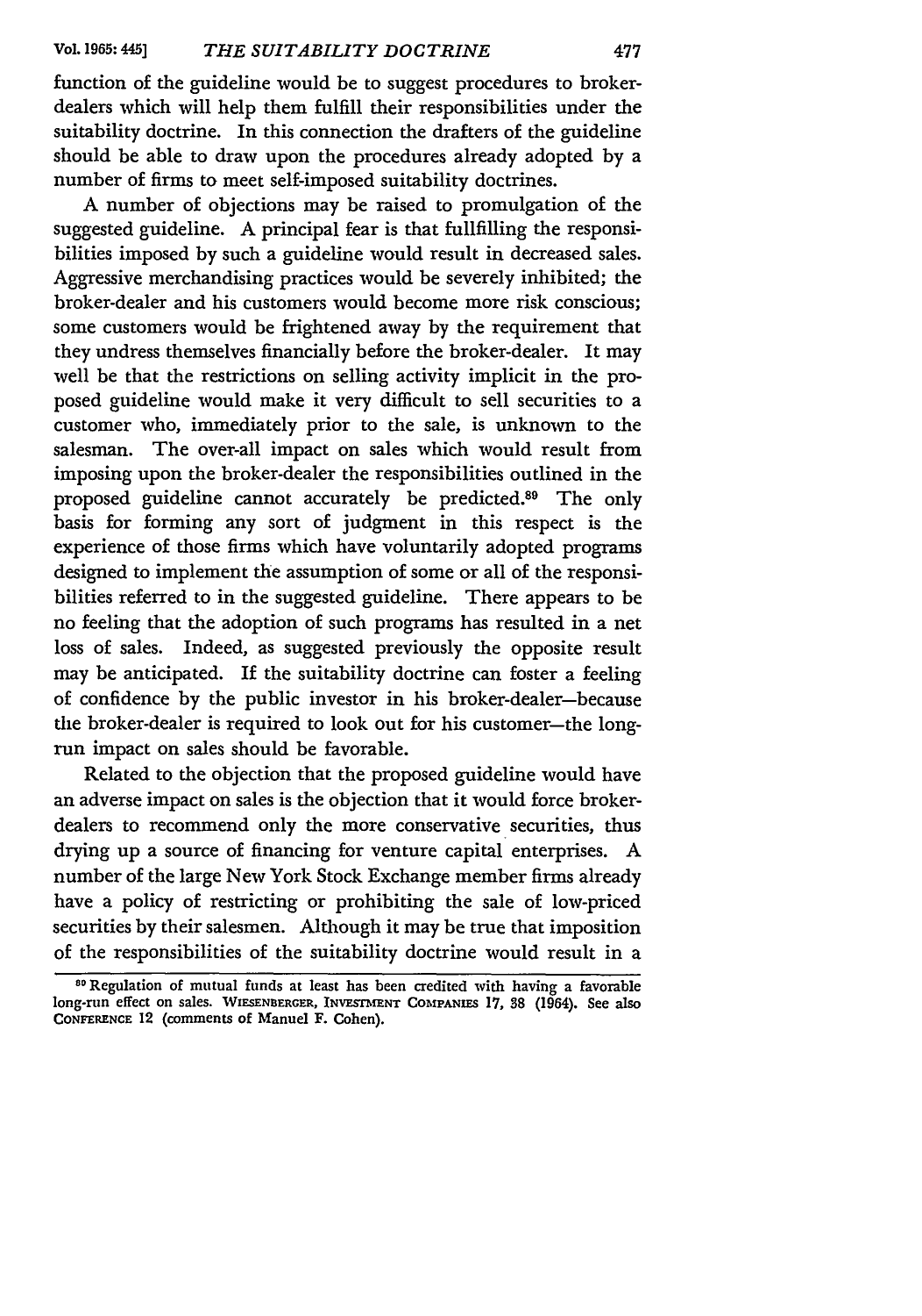function of the guideline would be to suggest procedures to broker-dealers which will help them fulfill their responsibilities under the suitability doctrine. In this connection the drafters of the guideline should be able to draw upon the procedures already adopted by a number of firms to meet self-imposed suitability doctrines.

A number of objections may be raised to promulgation of the suggested guideline. A principal fear is that fullfilling the responsibilities imposed by such a guideline would result in decreased sales. Aggressive merchandising practices would be severely inhibited; the broker-dealer and his customers would become more risk conscious; some customers would be frightened away by the requirement that they undress themselves financially before the broker-dealer. It may well be that the restrictions on selling activity implicit in the proposed guideline would make it very difficult to sell securities to a customer who, immediately prior to the sale, is unknown to the salesman. The over-all impact on sales which would result from imposing upon the broker-dealer the responsibilities outlined in the proposed guideline cannot accurately be predicted.[89] The only basis for forming any sort of judgment in this respect is the experience of those firms which have voluntarily adopted programs designed to implement the assumption of some or all of the responsibilities referred to in the suggested guideline. There appears to be no feeling that the adoption of such programs has resulted in a net loss of sales. Indeed, as suggested previously the opposite result may be anticipated. If the suitability doctrine can foster a feeling of confidence by the public investor in his broker-dealer—because the broker-dealer is required to look out for his customer—the long-run impact on sales should be favorable.

Related to the objection that the proposed guideline would have an adverse impact on sales is the objection that it would force broker-dealers to recommend only the more conservative securities, thus drying up a source of financing for venture capital enterprises. A number of the large New York Stock Exchange member firms already have a policy of restricting or prohibiting the sale of low-priced securities by their salesmen. Although it may be true that imposition of the responsibilities of the suitability doctrine would result in a

[89] Regulation of mutual funds at least has been credited with having a favorable long-run effect on sales. WIESENBERGER, INVESTMENT COMPANIES 17, 38 (1964). See also CONFERENCE 12 (comments of Manuel F. Cohen).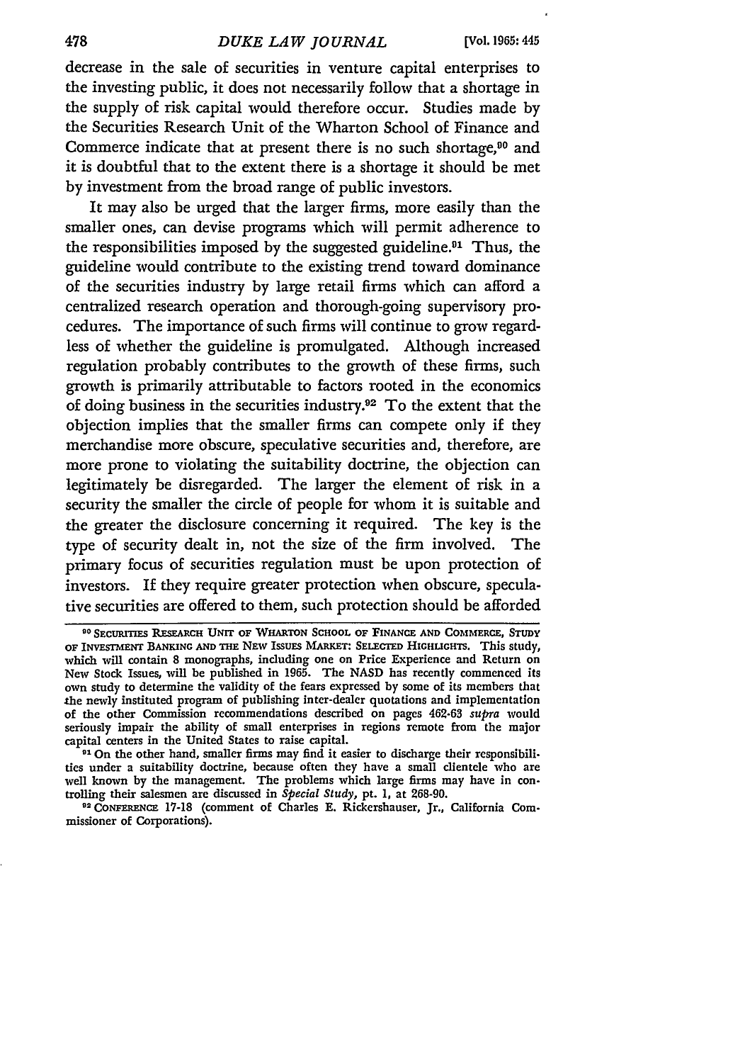decrease in the sale of securities in venture capital enterprises to the investing public, it does not necessarily follow that a shortage in the supply of risk capital would therefore occur. Studies made by the Securities Research Unit of the Wharton School of Finance and Commerce indicate that at present there is no such shortage,[90] and it is doubtful that to the extent there is a shortage it should be met by investment from the broad range of public investors.

It may also be urged that the larger firms, more easily than the smaller ones, can devise programs which will permit adherence to the responsibilities imposed by the suggested guideline.[91] Thus, the guideline would contribute to the existing trend toward dominance of the securities industry by large retail firms which can afford a centralized research operation and thorough-going supervisory procedures. The importance of such firms will continue to grow regardless of whether the guideline is promulgated. Although increased regulation probably contributes to the growth of these firms, such growth is primarily attributable to factors rooted in the economics of doing business in the securities industry.[92] To the extent that the objection implies that the smaller firms can compete only if they merchandise more obscure, speculative securities and, therefore, are more prone to violating the suitability doctrine, the objection can legitimately be disregarded. The larger the element of risk in a security the smaller the circle of people for whom it is suitable and the greater the disclosure concerning it required. The key is the type of security dealt in, not the size of the firm involved. The primary focus of securities regulation must be upon protection of investors. If they require greater protection when obscure, speculative securities are offered to them, such protection should be afforded

---

[90] SECURITIES RESEARCH UNIT OF WHARTON SCHOOL OF FINANCE AND COMMERCE, STUDY OF INVESTMENT BANKING AND THE NEW ISSUES MARKET: SELECTED HIGHLIGHTS. This study, which will contain 8 monographs, including one on Price Experience and Return on New Stock Issues, will be published in 1965. The NASD has recently commenced its own study to determine the validity of the fears expressed by some of its members that the newly instituted program of publishing inter-dealer quotations and implementation of the other Commission recommendations described on pages 462-63 *supra* would seriously impair the ability of small enterprises in regions remote from the major capital centers in the United States to raise capital.

[91] On the other hand, smaller firms may find it easier to discharge their responsibilities under a suitability doctrine, because often they have a small clientele who are well known by the management. The problems which large firms may have in controlling their salesmen are discussed in *Special Study*, pt. 1, at 268-90.

[92] CONFERENCE 17-18 (comment of Charles E. Rickershauser, Jr., California Commissioner of Corporations).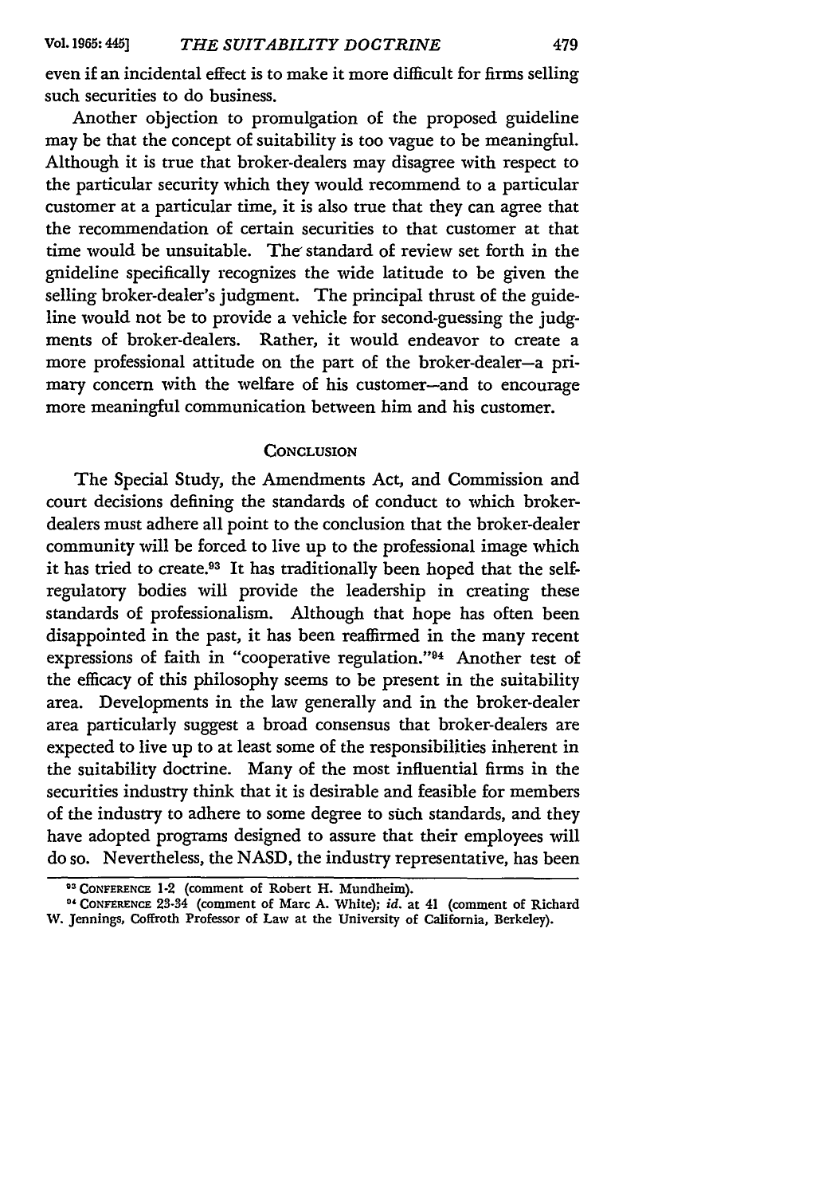even if an incidental effect is to make it more difficult for firms selling such securities to do business.

Another objection to promulgation of the proposed guideline may be that the concept of suitability is too vague to be meaningful. Although it is true that broker-dealers may disagree with respect to the particular security which they would recommend to a particular customer at a particular time, it is also true that they can agree that the recommendation of certain securities to that customer at that time would be unsuitable. The standard of review set forth in the guideline specifically recognizes the wide latitude to be given the selling broker-dealer's judgment. The principal thrust of the guideline would not be to provide a vehicle for second-guessing the judgments of broker-dealers. Rather, it would endeavor to create a more professional attitude on the part of the broker-dealer—a primary concern with the welfare of his customer—and to encourage more meaningful communication between him and his customer.

## CONCLUSION

The Special Study, the Amendments Act, and Commission and court decisions defining the standards of conduct to which broker-dealers must adhere all point to the conclusion that the broker-dealer community will be forced to live up to the professional image which it has tried to create.[93] It has traditionally been hoped that the self-regulatory bodies will provide the leadership in creating these standards of professionalism. Although that hope has often been disappointed in the past, it has been reaffirmed in the many recent expressions of faith in "cooperative regulation."[94] Another test of the efficacy of this philosophy seems to be present in the suitability area. Developments in the law generally and in the broker-dealer area particularly suggest a broad consensus that broker-dealers are expected to live up to at least some of the responsibilities inherent in the suitability doctrine. Many of the most influential firms in the securities industry think that it is desirable and feasible for members of the industry to adhere to some degree to such standards, and they have adopted programs designed to assure that their employees will do so. Nevertheless, the NASD, the industry representative, has been

---

[93] CONFERENCE 1-2 (comment of Robert H. Mundheim).

[94] CONFERENCE 23-34 (comment of Marc A. White); *id.* at 41 (comment of Richard W. Jennings, Coffroth Professor of Law at the University of California, Berkeley).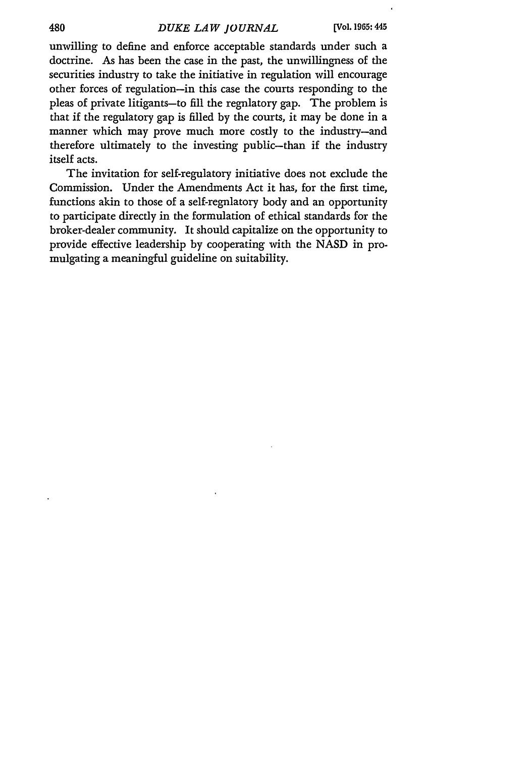unwilling to define and enforce acceptable standards under such a doctrine. As has been the case in the past, the unwillingness of the securities industry to take the initiative in regulation will encourage other forces of regulation—in this case the courts responding to the pleas of private litigants—to fill the regnlatory gap. The problem is that if the regulatory gap is filled by the courts, it may be done in a manner which may prove much more costly to the industry—and therefore ultimately to the investing public—than if the industry itself acts.

The invitation for self-regulatory initiative does not exclude the Commission. Under the Amendments Act it has, for the first time, functions akin to those of a self-regnlatory body and an opportunity to participate directly in the formulation of ethical standards for the broker-dealer community. It should capitalize on the opportunity to provide effective leadership by cooperating with the NASD in promulgating a meaningful guideline on suitability.